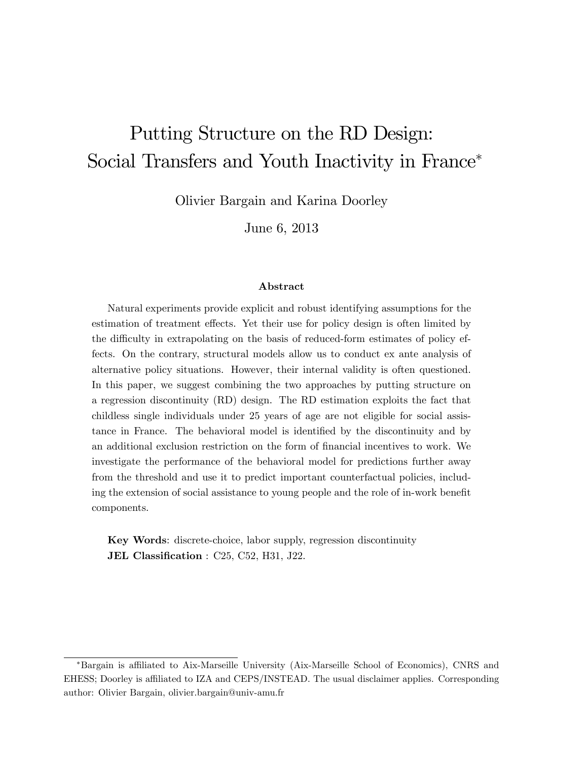# Putting Structure on the RD Design: Social Transfers and Youth Inactivity in France*

Olivier Bargain and Karina Doorley

June 6, 2013

### Abstract

Natural experiments provide explicit and robust identifying assumptions for the estimation of treatment effects. Yet their use for policy design is often limited by the difficulty in extrapolating on the basis of reduced-form estimates of policy effects. On the contrary, structural models allow us to conduct ex ante analysis of alternative policy situations. However, their internal validity is often questioned. In this paper, we suggest combining the two approaches by putting structure on a regression discontinuity (RD) design. The RD estimation exploits the fact that childless single individuals under 25 years of age are not eligible for social assistance in France. The behavioral model is identified by the discontinuity and by an additional exclusion restriction on the form of financial incentives to work. We investigate the performance of the behavioral model for predictions further away from the threshold and use it to predict important counterfactual policies, including the extension of social assistance to young people and the role of in-work benefit components.

**Key Words**: discrete-choice, labor supply, regression discontinuity
**JEL Classification** : C25, C52, H31, J22.

---

*Bargain is affiliated to Aix-Marseille University (Aix-Marseille School of Economics), CNRS and EHESS; Doorley is affiliated to IZA and CEPS/INSTEAD. The usual disclaimer applies. Corresponding author: Olivier Bargain, olivier.bargain@univ-amu.fr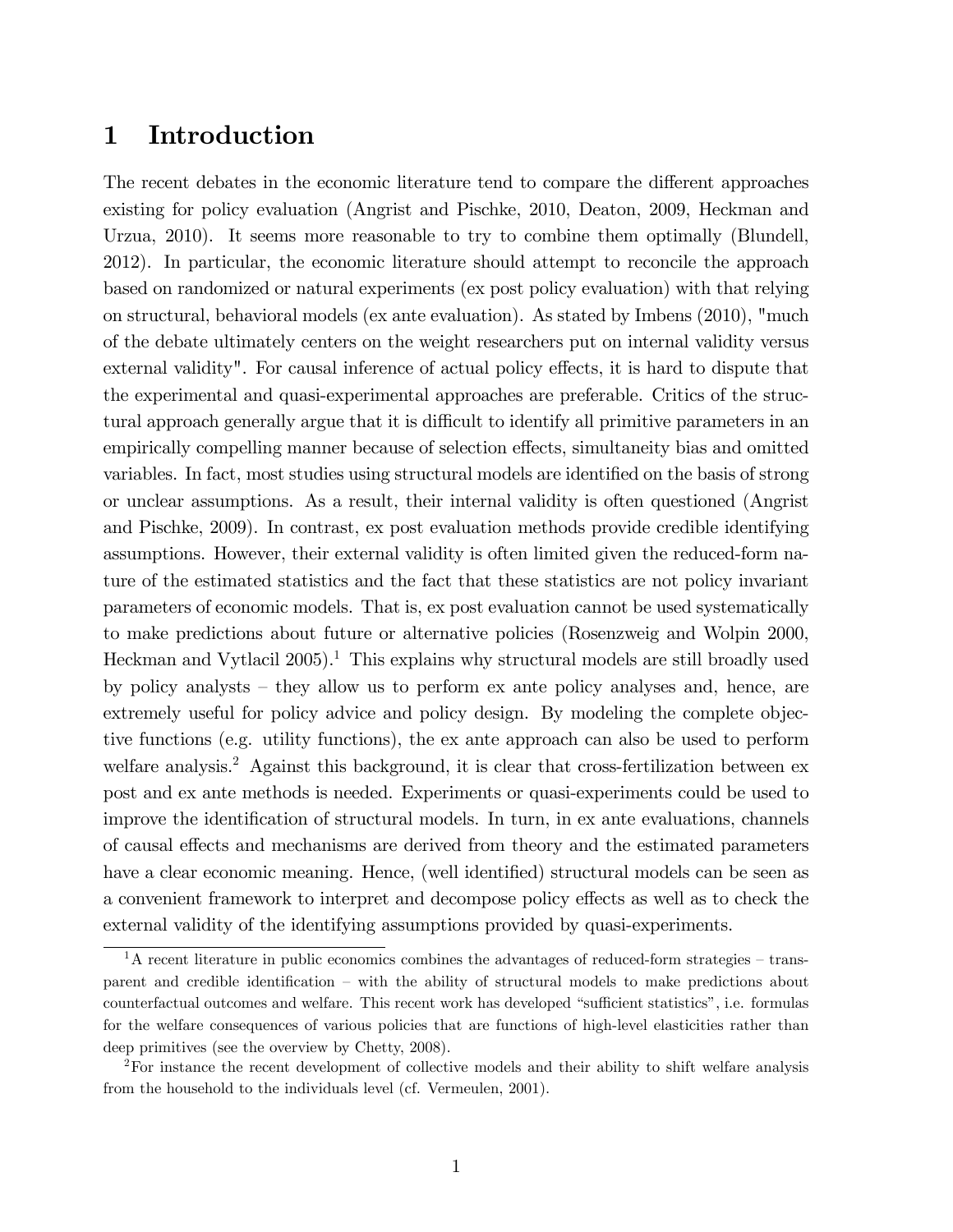# 1 Introduction

The recent debates in the economic literature tend to compare the different approaches existing for policy evaluation (Angrist and Pischke, 2010, Deaton, 2009, Heckman and Urzua, 2010). It seems more reasonable to try to combine them optimally (Blundell, 2012). In particular, the economic literature should attempt to reconcile the approach based on randomized or natural experiments (ex post policy evaluation) with that relying on structural, behavioral models (ex ante evaluation). As stated by Imbens (2010), "much of the debate ultimately centers on the weight researchers put on internal validity versus external validity". For causal inference of actual policy effects, it is hard to dispute that the experimental and quasi-experimental approaches are preferable. Critics of the structural approach generally argue that it is difficult to identify all primitive parameters in an empirically compelling manner because of selection effects, simultaneity bias and omitted variables. In fact, most studies using structural models are identified on the basis of strong or unclear assumptions. As a result, their internal validity is often questioned (Angrist and Pischke, 2009). In contrast, ex post evaluation methods provide credible identifying assumptions. However, their external validity is often limited given the reduced-form nature of the estimated statistics and the fact that these statistics are not policy invariant parameters of economic models. That is, ex post evaluation cannot be used systematically to make predictions about future or alternative policies (Rosenzweig and Wolpin 2000, Heckman and Vytlacil 2005).[1] This explains why structural models are still broadly used by policy analysts – they allow us to perform ex ante policy analyses and, hence, are extremely useful for policy advice and policy design. By modeling the complete objective functions (e.g. utility functions), the ex ante approach can also be used to perform welfare analysis.[2] Against this background, it is clear that cross-fertilization between ex post and ex ante methods is needed. Experiments or quasi-experiments could be used to improve the identification of structural models. In turn, in ex ante evaluations, channels of causal effects and mechanisms are derived from theory and the estimated parameters have a clear economic meaning. Hence, (well identified) structural models can be seen as a convenient framework to interpret and decompose policy effects as well as to check the external validity of the identifying assumptions provided by quasi-experiments.

[1] A recent literature in public economics combines the advantages of reduced-form strategies – transparent and credible identification – with the ability of structural models to make predictions about counterfactual outcomes and welfare. This recent work has developed "sufficient statistics", i.e. formulas for the welfare consequences of various policies that are functions of high-level elasticities rather than deep primitives (see the overview by Chetty, 2008).

[2] For instance the recent development of collective models and their ability to shift welfare analysis from the household to the individuals level (cf. Vermeulen, 2001).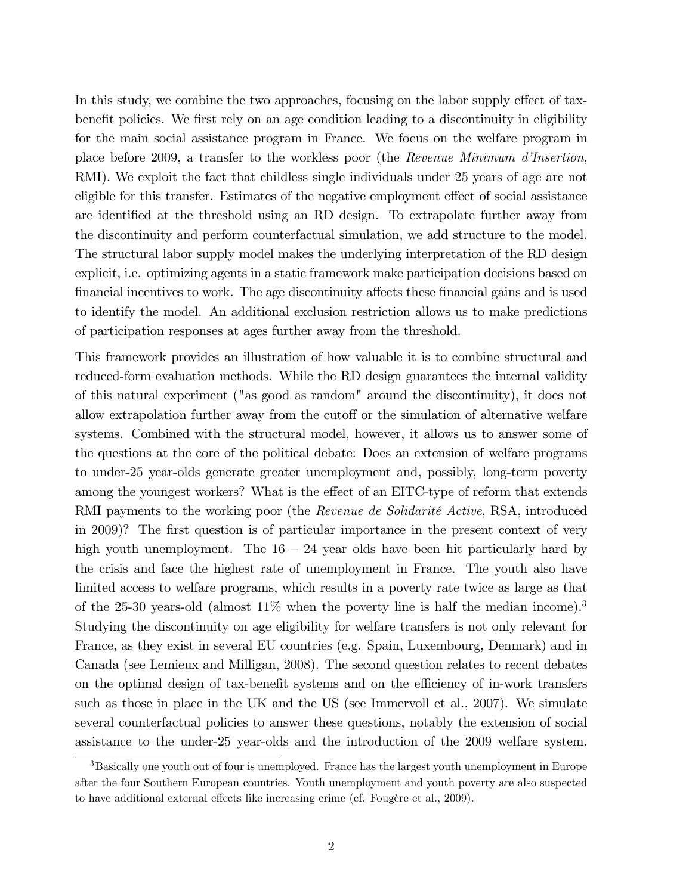In this study, we combine the two approaches, focusing on the labor supply effect of tax-benefit policies. We first rely on an age condition leading to a discontinuity in eligibility for the main social assistance program in France. We focus on the welfare program in place before 2009, a transfer to the workless poor (the *Revenue Minimum d'Insertion*, RMI). We exploit the fact that childless single individuals under 25 years of age are not eligible for this transfer. Estimates of the negative employment effect of social assistance are identified at the threshold using an RD design. To extrapolate further away from the discontinuity and perform counterfactual simulation, we add structure to the model. The structural labor supply model makes the underlying interpretation of the RD design explicit, i.e. optimizing agents in a static framework make participation decisions based on financial incentives to work. The age discontinuity affects these financial gains and is used to identify the model. An additional exclusion restriction allows us to make predictions of participation responses at ages further away from the threshold.

This framework provides an illustration of how valuable it is to combine structural and reduced-form evaluation methods. While the RD design guarantees the internal validity of this natural experiment ("as good as random" around the discontinuity), it does not allow extrapolation further away from the cutoff or the simulation of alternative welfare systems. Combined with the structural model, however, it allows us to answer some of the questions at the core of the political debate: Does an extension of welfare programs to under-25 year-olds generate greater unemployment and, possibly, long-term poverty among the youngest workers? What is the effect of an EITC-type of reform that extends RMI payments to the working poor (the *Revenue de Solidarité Active*, RSA, introduced in 2009)? The first question is of particular importance in the present context of very high youth unemployment. The $16-24$ year olds have been hit particularly hard by the crisis and face the highest rate of unemployment in France. The youth also have limited access to welfare programs, which results in a poverty rate twice as large as that of the 25-30 years-old (almost 11% when the poverty line is half the median income).[3] Studying the discontinuity on age eligibility for welfare transfers is not only relevant for France, as they exist in several EU countries (e.g. Spain, Luxembourg, Denmark) and in Canada (see Lemieux and Milligan, 2008). The second question relates to recent debates on the optimal design of tax-benefit systems and on the efficiency of in-work transfers such as those in place in the UK and the US (see Immervoll et al., 2007). We simulate several counterfactual policies to answer these questions, notably the extension of social assistance to the under-25 year-olds and the introduction of the 2009 welfare system.

[3] Basically one youth out of four is unemployed. France has the largest youth unemployment in Europe after the four Southern European countries. Youth unemployment and youth poverty are also suspected to have additional external effects like increasing crime (cf. Fougère et al., 2009).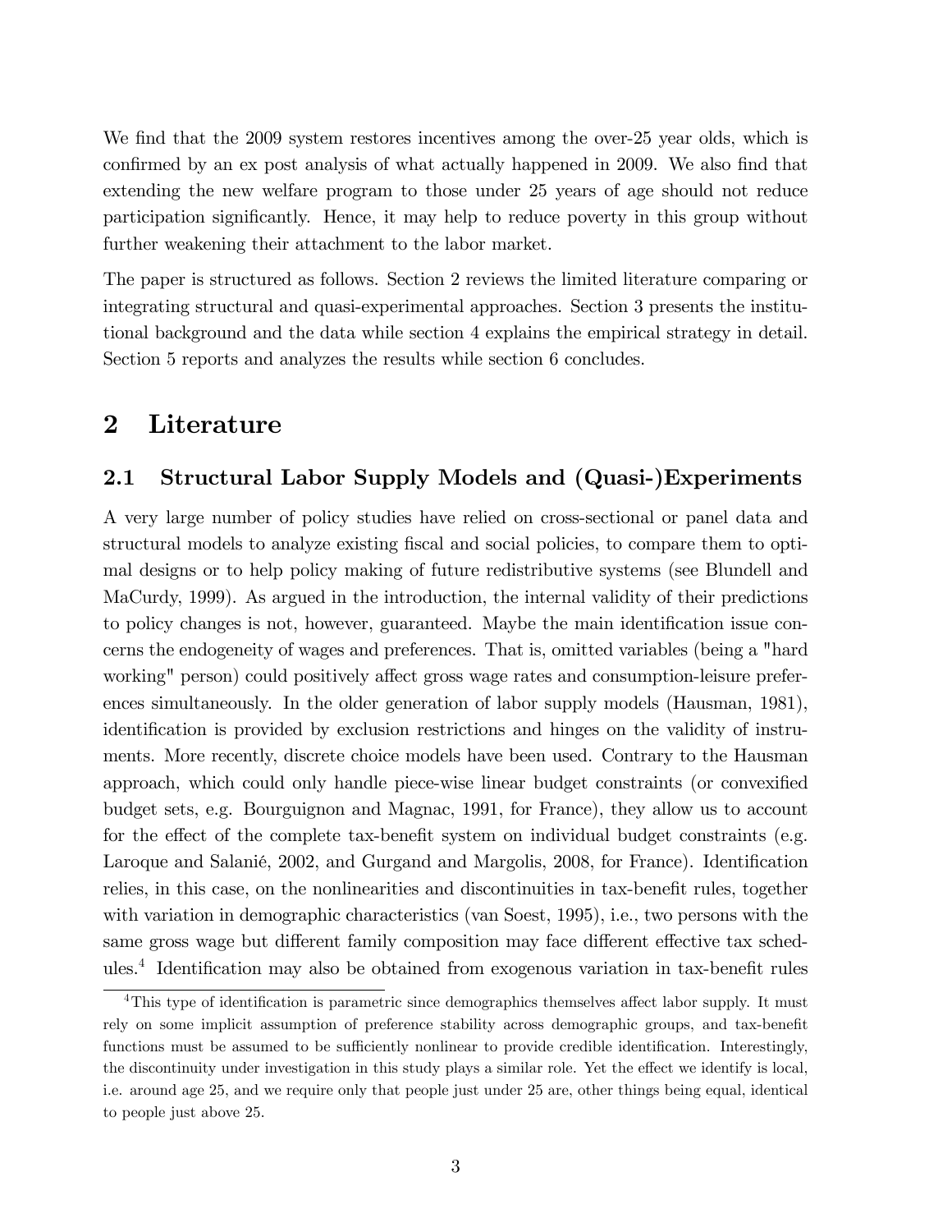We find that the 2009 system restores incentives among the over-25 year olds, which is confirmed by an ex post analysis of what actually happened in 2009. We also find that extending the new welfare program to those under 25 years of age should not reduce participation significantly. Hence, it may help to reduce poverty in this group without further weakening their attachment to the labor market.

The paper is structured as follows. Section 2 reviews the limited literature comparing or integrating structural and quasi-experimental approaches. Section 3 presents the institutional background and the data while section 4 explains the empirical strategy in detail. Section 5 reports and analyzes the results while section 6 concludes.

# 2 Literature

## 2.1 Structural Labor Supply Models and (Quasi-)Experiments

A very large number of policy studies have relied on cross-sectional or panel data and structural models to analyze existing fiscal and social policies, to compare them to optimal designs or to help policy making of future redistributive systems (see Blundell and MaCurdy, 1999). As argued in the introduction, the internal validity of their predictions to policy changes is not, however, guaranteed. Maybe the main identification issue concerns the endogeneity of wages and preferences. That is, omitted variables (being a "hard working" person) could positively affect gross wage rates and consumption-leisure preferences simultaneously. In the older generation of labor supply models (Hausman, 1981), identification is provided by exclusion restrictions and hinges on the validity of instruments. More recently, discrete choice models have been used. Contrary to the Hausman approach, which could only handle piece-wise linear budget constraints (or convexified budget sets, e.g. Bourguignon and Magnac, 1991, for France), they allow us to account for the effect of the complete tax-benefit system on individual budget constraints (e.g. Laroque and Salanié, 2002, and Gurgand and Margolis, 2008, for France). Identification relies, in this case, on the nonlinearities and discontinuities in tax-benefit rules, together with variation in demographic characteristics (van Soest, 1995), i.e., two persons with the same gross wage but different family composition may face different effective tax schedules.[4] Identification may also be obtained from exogenous variation in tax-benefit rules

[4] This type of identification is parametric since demographics themselves affect labor supply. It must rely on some implicit assumption of preference stability across demographic groups, and tax-benefit functions must be assumed to be sufficiently nonlinear to provide credible identification. Interestingly, the discontinuity under investigation in this study plays a similar role. Yet the effect we identify is local, i.e. around age 25, and we require only that people just under 25 are, other things being equal, identical to people just above 25.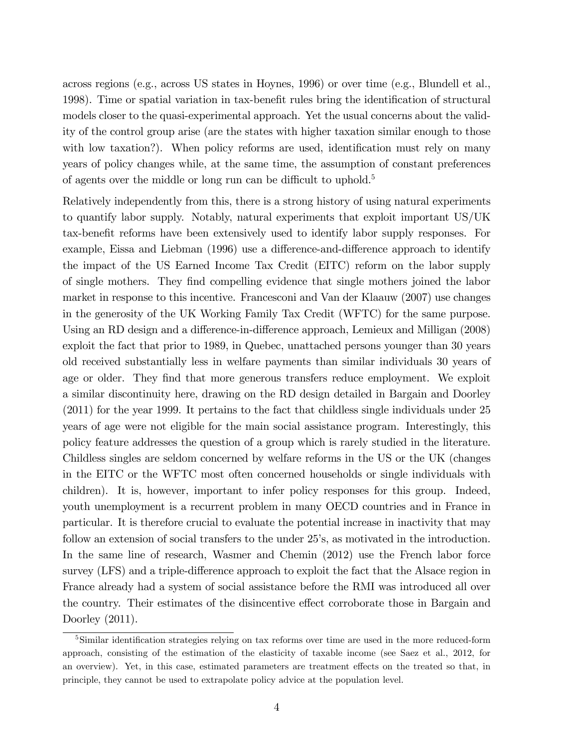across regions (e.g., across US states in Hoynes, 1996) or over time (e.g., Blundell et al., 1998). Time or spatial variation in tax-benefit rules bring the identification of structural models closer to the quasi-experimental approach. Yet the usual concerns about the validity of the control group arise (are the states with higher taxation similar enough to those with low taxation?). When policy reforms are used, identification must rely on many years of policy changes while, at the same time, the assumption of constant preferences of agents over the middle or long run can be difficult to uphold.[5]

Relatively independently from this, there is a strong history of using natural experiments to quantify labor supply. Notably, natural experiments that exploit important US/UK tax-benefit reforms have been extensively used to identify labor supply responses. For example, Eissa and Liebman (1996) use a difference-and-difference approach to identify the impact of the US Earned Income Tax Credit (EITC) reform on the labor supply of single mothers. They find compelling evidence that single mothers joined the labor market in response to this incentive. Francesconi and Van der Klaauw (2007) use changes in the generosity of the UK Working Family Tax Credit (WFTC) for the same purpose. Using an RD design and a difference-in-difference approach, Lemieux and Milligan (2008) exploit the fact that prior to 1989, in Quebec, unattached persons younger than 30 years old received substantially less in welfare payments than similar individuals 30 years of age or older. They find that more generous transfers reduce employment. We exploit a similar discontinuity here, drawing on the RD design detailed in Bargain and Doorley (2011) for the year 1999. It pertains to the fact that childless single individuals under 25 years of age were not eligible for the main social assistance program. Interestingly, this policy feature addresses the question of a group which is rarely studied in the literature. Childless singles are seldom concerned by welfare reforms in the US or the UK (changes in the EITC or the WFTC most often concerned households or single individuals with children). It is, however, important to infer policy responses for this group. Indeed, youth unemployment is a recurrent problem in many OECD countries and in France in particular. It is therefore crucial to evaluate the potential increase in inactivity that may follow an extension of social transfers to the under 25's, as motivated in the introduction. In the same line of research, Wasmer and Chemin (2012) use the French labor force survey (LFS) and a triple-difference approach to exploit the fact that the Alsace region in France already had a system of social assistance before the RMI was introduced all over the country. Their estimates of the disincentive effect corroborate those in Bargain and Doorley (2011).

[5] Similar identification strategies relying on tax reforms over time are used in the more reduced-form approach, consisting of the estimation of the elasticity of taxable income (see Saez et al., 2012, for an overview). Yet, in this case, estimated parameters are treatment effects on the treated so that, in principle, they cannot be used to extrapolate policy advice at the population level.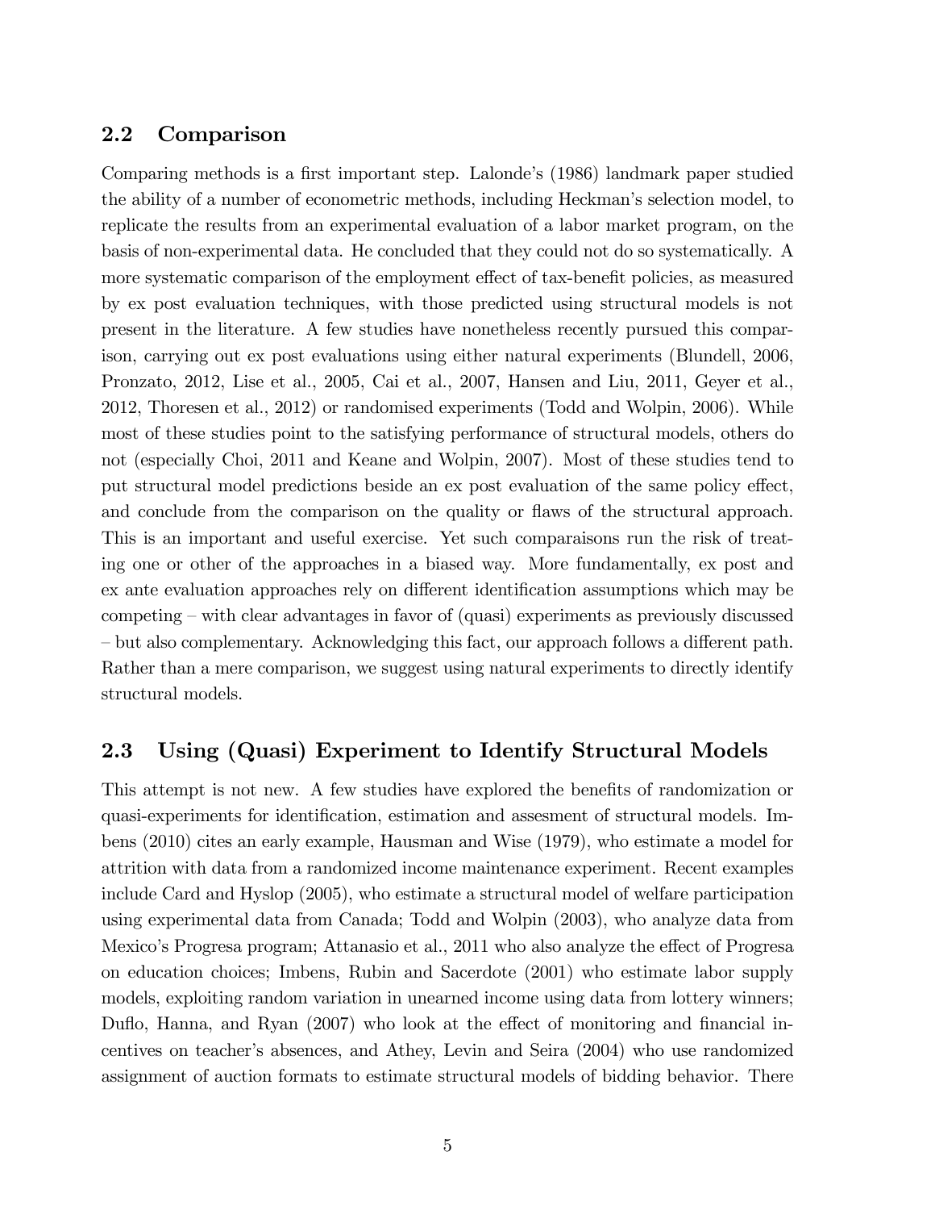## 2.2 Comparison

Comparing methods is a first important step. Lalonde's (1986) landmark paper studied the ability of a number of econometric methods, including Heckman's selection model, to replicate the results from an experimental evaluation of a labor market program, on the basis of non-experimental data. He concluded that they could not do so systematically. A more systematic comparison of the employment effect of tax-benefit policies, as measured by ex post evaluation techniques, with those predicted using structural models is not present in the literature. A few studies have nonetheless recently pursued this comparison, carrying out ex post evaluations using either natural experiments (Blundell, 2006, Pronzato, 2012, Lise et al., 2005, Cai et al., 2007, Hansen and Liu, 2011, Geyer et al., 2012, Thoresen et al., 2012) or randomised experiments (Todd and Wolpin, 2006). While most of these studies point to the satisfying performance of structural models, others do not (especially Choi, 2011 and Keane and Wolpin, 2007). Most of these studies tend to put structural model predictions beside an ex post evaluation of the same policy effect, and conclude from the comparison on the quality or flaws of the structural approach. This is an important and useful exercise. Yet such comparaisons run the risk of treating one or other of the approaches in a biased way. More fundamentally, ex post and ex ante evaluation approaches rely on different identification assumptions which may be competing – with clear advantages in favor of (quasi) experiments as previously discussed – but also complementary. Acknowledging this fact, our approach follows a different path. Rather than a mere comparison, we suggest using natural experiments to directly identify structural models.

## 2.3 Using (Quasi) Experiment to Identify Structural Models

This attempt is not new. A few studies have explored the benefits of randomization or quasi-experiments for identification, estimation and assesment of structural models. Imbens (2010) cites an early example, Hausman and Wise (1979), who estimate a model for attrition with data from a randomized income maintenance experiment. Recent examples include Card and Hyslop (2005), who estimate a structural model of welfare participation using experimental data from Canada; Todd and Wolpin (2003), who analyze data from Mexico's Progresa program; Attanasio et al., 2011 who also analyze the effect of Progresa on education choices; Imbens, Rubin and Sacerdote (2001) who estimate labor supply models, exploiting random variation in unearned income using data from lottery winners; Duflo, Hanna, and Ryan (2007) who look at the effect of monitoring and financial incentives on teacher's absences, and Athey, Levin and Seira (2004) who use randomized assignment of auction formats to estimate structural models of bidding behavior. There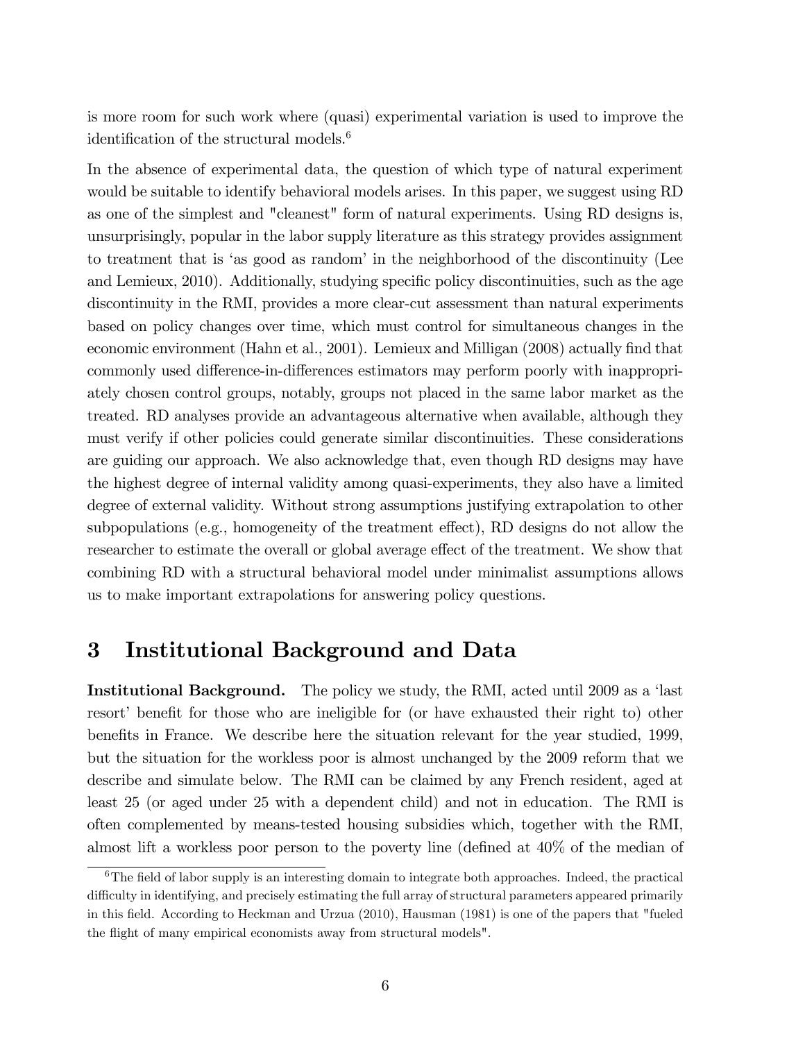is more room for such work where (quasi) experimental variation is used to improve the identification of the structural models.[6]

In the absence of experimental data, the question of which type of natural experiment would be suitable to identify behavioral models arises. In this paper, we suggest using RD as one of the simplest and "cleanest" form of natural experiments. Using RD designs is, unsurprisingly, popular in the labor supply literature as this strategy provides assignment to treatment that is 'as good as random' in the neighborhood of the discontinuity (Lee and Lemieux, 2010). Additionally, studying specific policy discontinuities, such as the age discontinuity in the RMI, provides a more clear-cut assessment than natural experiments based on policy changes over time, which must control for simultaneous changes in the economic environment (Hahn et al., 2001). Lemieux and Milligan (2008) actually find that commonly used difference-in-differences estimators may perform poorly with inappropriately chosen control groups, notably, groups not placed in the same labor market as the treated. RD analyses provide an advantageous alternative when available, although they must verify if other policies could generate similar discontinuities. These considerations are guiding our approach. We also acknowledge that, even though RD designs may have the highest degree of internal validity among quasi-experiments, they also have a limited degree of external validity. Without strong assumptions justifying extrapolation to other subpopulations (e.g., homogeneity of the treatment effect), RD designs do not allow the researcher to estimate the overall or global average effect of the treatment. We show that combining RD with a structural behavioral model under minimalist assumptions allows us to make important extrapolations for answering policy questions.

# 3 Institutional Background and Data

**Institutional Background.** The policy we study, the RMI, acted until 2009 as a 'last resort' benefit for those who are ineligible for (or have exhausted their right to) other benefits in France. We describe here the situation relevant for the year studied, 1999, but the situation for the workless poor is almost unchanged by the 2009 reform that we describe and simulate below. The RMI can be claimed by any French resident, aged at least 25 (or aged under 25 with a dependent child) and not in education. The RMI is often complemented by means-tested housing subsidies which, together with the RMI, almost lift a workless poor person to the poverty line (defined at 40% of the median of

[6] The field of labor supply is an interesting domain to integrate both approaches. Indeed, the practical difficulty in identifying, and precisely estimating the full array of structural parameters appeared primarily in this field. According to Heckman and Urzua (2010), Hausman (1981) is one of the papers that "fueled the flight of many empirical economists away from structural models".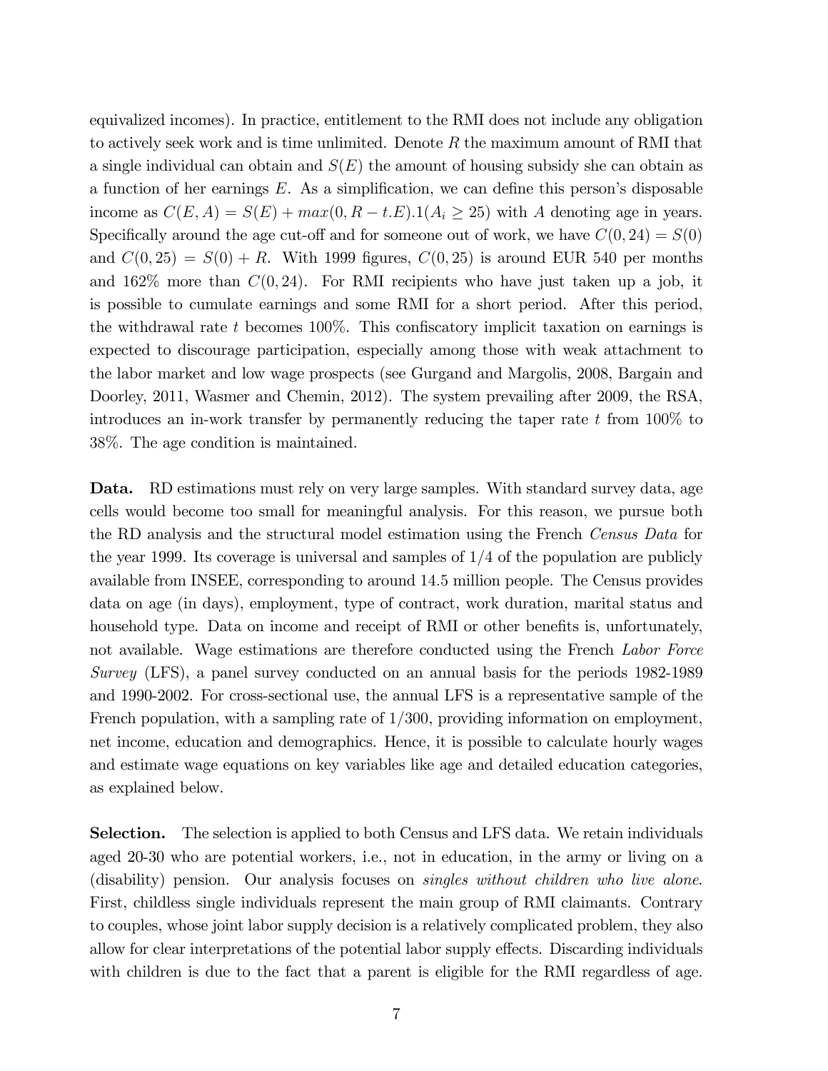equivalized incomes). In practice, entitlement to the RMI does not include any obligation to actively seek work and is time unlimited. Denote $R$ the maximum amount of RMI that a single individual can obtain and $S(E)$ the amount of housing subsidy she can obtain as a function of her earnings $E$. As a simplification, we can define this person's disposable income as $C(E, A) = S(E) + max(0, R - t.E).1(A_i \geq 25)$ with $A$ denoting age in years. Specifically around the age cut-off and for someone out of work, we have $C(0, 24) = S(0)$ and $C(0, 25) = S(0) + R$. With 1999 figures, $C(0, 25)$ is around EUR 540 per months and 162% more than $C(0, 24)$. For RMI recipients who have just taken up a job, it is possible to cumulate earnings and some RMI for a short period. After this period, the withdrawal rate $t$ becomes 100%. This confiscatory implicit taxation on earnings is expected to discourage participation, especially among those with weak attachment to the labor market and low wage prospects (see Gurgand and Margolis, 2008, Bargain and Doorley, 2011, Wasmer and Chemin, 2012). The system prevailing after 2009, the RSA, introduces an in-work transfer by permanently reducing the taper rate $t$ from 100% to 38%. The age condition is maintained.

**Data.** RD estimations must rely on very large samples. With standard survey data, age cells would become too small for meaningful analysis. For this reason, we pursue both the RD analysis and the structural model estimation using the French *Census Data* for the year 1999. Its coverage is universal and samples of 1/4 of the population are publicly available from INSEE, corresponding to around 14.5 million people. The Census provides data on age (in days), employment, type of contract, work duration, marital status and household type. Data on income and receipt of RMI or other benefits is, unfortunately, not available. Wage estimations are therefore conducted using the French *Labor Force Survey* (LFS), a panel survey conducted on an annual basis for the periods 1982-1989 and 1990-2002. For cross-sectional use, the annual LFS is a representative sample of the French population, with a sampling rate of 1/300, providing information on employment, net income, education and demographics. Hence, it is possible to calculate hourly wages and estimate wage equations on key variables like age and detailed education categories, as explained below.

**Selection.** The selection is applied to both Census and LFS data. We retain individuals aged 20-30 who are potential workers, i.e., not in education, in the army or living on a (disability) pension. Our analysis focuses on *singles without children who live alone*. First, childless single individuals represent the main group of RMI claimants. Contrary to couples, whose joint labor supply decision is a relatively complicated problem, they also allow for clear interpretations of the potential labor supply effects. Discarding individuals with children is due to the fact that a parent is eligible for the RMI regardless of age.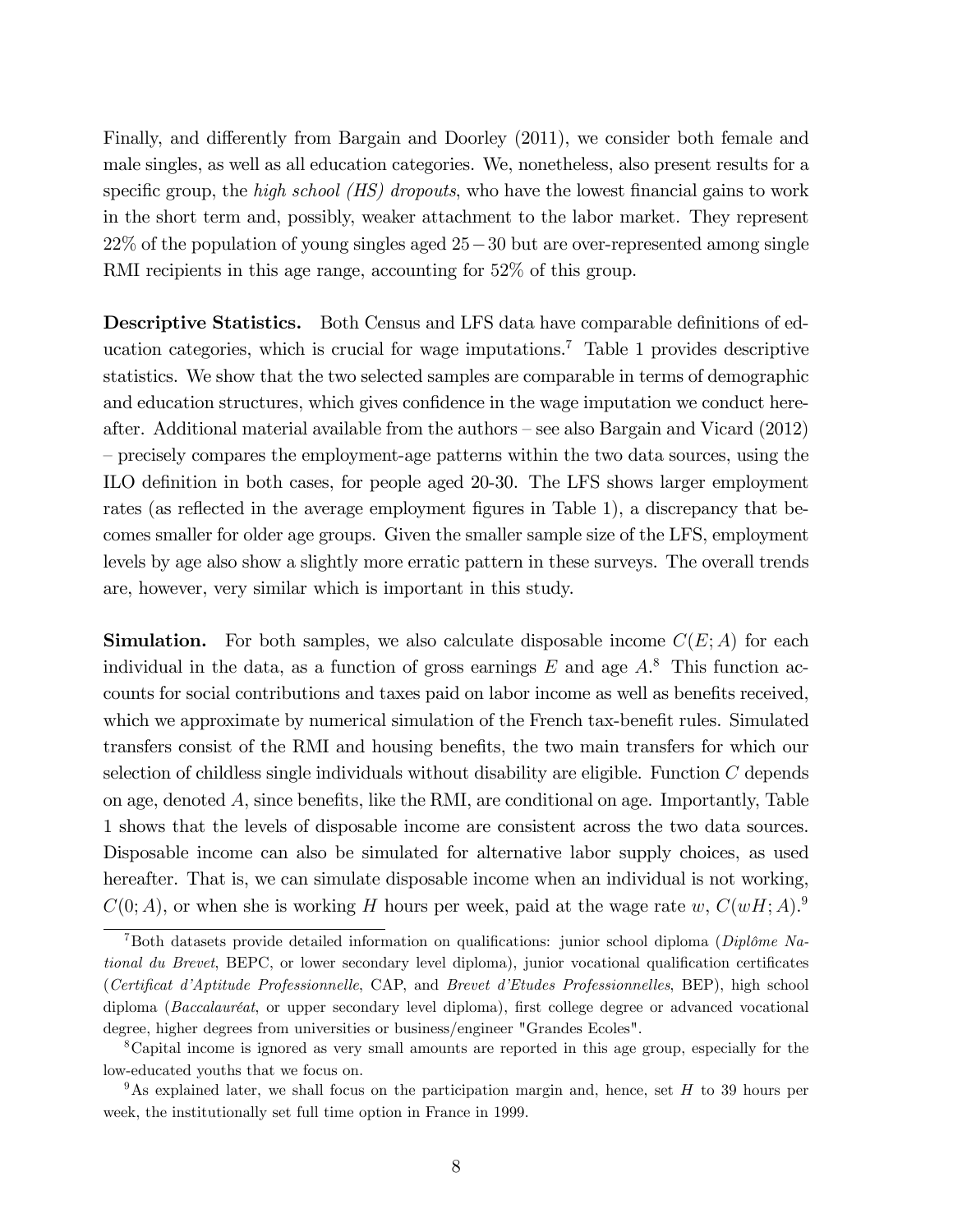Finally, and differently from Bargain and Doorley (2011), we consider both female and male singles, as well as all education categories. We, nonetheless, also present results for a specific group, the *high school (HS) dropouts*, who have the lowest financial gains to work in the short term and, possibly, weaker attachment to the labor market. They represent 22% of the population of young singles aged $25-30$ but are over-represented among single RMI recipients in this age range, accounting for 52% of this group.

**Descriptive Statistics.** Both Census and LFS data have comparable definitions of education categories, which is crucial for wage imputations.[7] Table 1 provides descriptive statistics. We show that the two selected samples are comparable in terms of demographic and education structures, which gives confidence in the wage imputation we conduct hereafter. Additional material available from the authors – see also Bargain and Vicard (2012) – precisely compares the employment-age patterns within the two data sources, using the ILO definition in both cases, for people aged 20-30. The LFS shows larger employment rates (as reflected in the average employment figures in Table 1), a discrepancy that becomes smaller for older age groups. Given the smaller sample size of the LFS, employment levels by age also show a slightly more erratic pattern in these surveys. The overall trends are, however, very similar which is important in this study.

**Simulation.** For both samples, we also calculate disposable income $C(E;A)$ for each individual in the data, as a function of gross earnings $E$ and age $A$.[8] This function accounts for social contributions and taxes paid on labor income as well as benefits received, which we approximate by numerical simulation of the French tax-benefit rules. Simulated transfers consist of the RMI and housing benefits, the two main transfers for which our selection of childless single individuals without disability are eligible. Function $C$ depends on age, denoted $A$, since benefits, like the RMI, are conditional on age. Importantly, Table 1 shows that the levels of disposable income are consistent across the two data sources. Disposable income can also be simulated for alternative labor supply choices, as used hereafter. That is, we can simulate disposable income when an individual is not working, $C(0;A)$, or when she is working $H$ hours per week, paid at the wage rate $w$, $C(wH;A)$.[9]

[7] Both datasets provide detailed information on qualifications: junior school diploma (*Diplôme National du Brevet*, BEPC, or lower secondary level diploma), junior vocational qualification certificates (*Certificat d'Aptitude Professionnelle*, CAP, and *Brevet d'Etudes Professionnelles*, BEP), high school diploma (*Baccalauréat*, or upper secondary level diploma), first college degree or advanced vocational degree, higher degrees from universities or business/engineer "Grandes Ecoles".

[8] Capital income is ignored as very small amounts are reported in this age group, especially for the low-educated youths that we focus on.

[9] As explained later, we shall focus on the participation margin and, hence, set $H$ to 39 hours per week, the institutionally set full time option in France in 1999.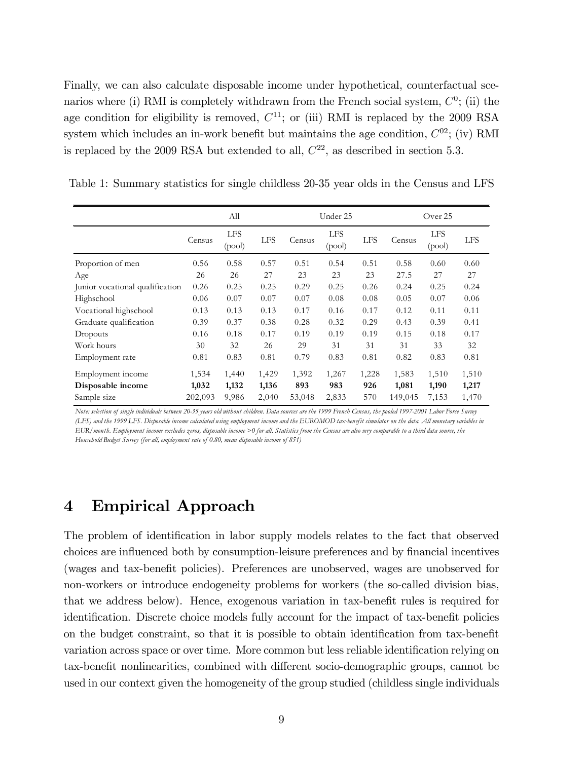Finally, we can also calculate disposable income under hypothetical, counterfactual scenarios where (i) RMI is completely withdrawn from the French social system, $C^0$; (ii) the age condition for eligibility is removed, $C^{11}$; or (iii) RMI is replaced by the 2009 RSA system which includes an in-work benefit but maintains the age condition, $C^{02}$; (iv) RMI is replaced by the 2009 RSA but extended to all, $C^{22}$, as described in section 5.3.

Table 1: Summary statistics for single childless 20-35 year olds in the Census and LFS

| | All | | | Under 25 | | | Over 25 | | |
|---|---|---|---|---|---|---|---|---|---|
| | Census | LFS (pool) | LFS | Census | LFS (pool) | LFS | Census | LFS (pool) | LFS |
| Proportion of men | 0.56 | 0.58 | 0.57 | 0.51 | 0.54 | 0.51 | 0.58 | 0.60 | 0.60 |
| Age | 26 | 26 | 27 | 23 | 23 | 23 | 27.5 | 27 | 27 |
| Junior vocational qualification | 0.26 | 0.25 | 0.25 | 0.29 | 0.25 | 0.26 | 0.24 | 0.25 | 0.24 |
| Highschool | 0.06 | 0.07 | 0.07 | 0.07 | 0.08 | 0.08 | 0.05 | 0.07 | 0.06 |
| Vocational highschool | 0.13 | 0.13 | 0.13 | 0.17 | 0.16 | 0.17 | 0.12 | 0.11 | 0.11 |
| Graduate qualification | 0.39 | 0.37 | 0.38 | 0.28 | 0.32 | 0.29 | 0.43 | 0.39 | 0.41 |
| Dropouts | 0.16 | 0.18 | 0.17 | 0.19 | 0.19 | 0.19 | 0.15 | 0.18 | 0.17 |
| Work hours | 30 | 32 | 26 | 29 | 31 | 31 | 31 | 33 | 32 |
| Employment rate | 0.81 | 0.83 | 0.81 | 0.79 | 0.83 | 0.81 | 0.82 | 0.83 | 0.81 |
| Employment income | 1,534 | 1,440 | 1,429 | 1,392 | 1,267 | 1,228 | 1,583 | 1,510 | 1,510 |
| **Disposable income** | **1,032** | **1,132** | **1,136** | **893** | **983** | **926** | **1,081** | **1,190** | **1,217** |
| Sample size | 202,093 | 9,986 | 2,040 | 53,048 | 2,833 | 570 | 149,045 | 7,153 | 1,470 |

*Note: selection of single individuals between 20-35 years old without children. Data sources are the 1999 French Census, the pooled 1997-2001 Labor Force Survey (LFS) and the 1999 LFS. Disposable income calculated using employment income and the EUROMOD tax-benefit simulator on the data. All monetary variables in EUR/month. Employment income excludes zeros, disposable income >0 for all. Statistics from the Census are also very comparable to a third data source, the Household Budget Survey (for all, employment rate of 0.80, mean disposable income of 851)*

# 4 Empirical Approach

The problem of identification in labor supply models relates to the fact that observed choices are influenced both by consumption-leisure preferences and by financial incentives (wages and tax-benefit policies). Preferences are unobserved, wages are unobserved for non-workers or introduce endogeneity problems for workers (the so-called division bias, that we address below). Hence, exogenous variation in tax-benefit rules is required for identification. Discrete choice models fully account for the impact of tax-benefit policies on the budget constraint, so that it is possible to obtain identification from tax-benefit variation across space or over time. More common but less reliable identification relying on tax-benefit nonlinearities, combined with different socio-demographic groups, cannot be used in our context given the homogeneity of the group studied (childless single individuals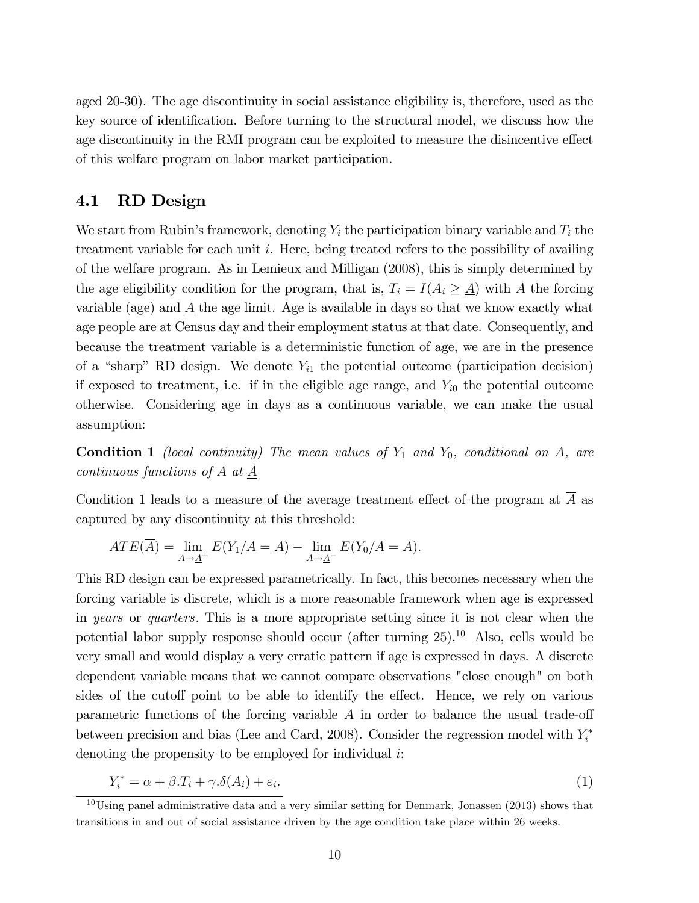aged 20-30). The age discontinuity in social assistance eligibility is, therefore, used as the key source of identification. Before turning to the structural model, we discuss how the age discontinuity in the RMI program can be exploited to measure the disincentive effect of this welfare program on labor market participation.

## 4.1 RD Design

We start from Rubin's framework, denoting $Y_i$ the participation binary variable and $T_i$ the treatment variable for each unit $i$. Here, being treated refers to the possibility of availing of the welfare program. As in Lemieux and Milligan (2008), this is simply determined by the age eligibility condition for the program, that is, $T_i = I(A_i \geq \underline{A})$ with $A$ the forcing variable (age) and $\underline{A}$ the age limit. Age is available in days so that we know exactly what age people are at Census day and their employment status at that date. Consequently, and because the treatment variable is a deterministic function of age, we are in the presence of a "sharp" RD design. We denote $Y_{i1}$ the potential outcome (participation decision) if exposed to treatment, i.e. if in the eligible age range, and $Y_{i0}$ the potential outcome otherwise. Considering age in days as a continuous variable, we can make the usual assumption:

**Condition 1** *(local continuity) The mean values of $Y_1$ and $Y_0$, conditional on $A$, are continuous functions of $A$ at $\underline{A}$*

Condition 1 leads to a measure of the average treatment effect of the program at $\overline{A}$ as captured by any discontinuity at this threshold:

$$ATE(\overline{A}) = \lim_{A \to \underline{A}^+} E(Y_1/A = \underline{A}) - \lim_{A \to \underline{A}^-} E(Y_0/A = \underline{A}).$$

This RD design can be expressed parametrically. In fact, this becomes necessary when the forcing variable is discrete, which is a more reasonable framework when age is expressed in *years* or *quarters*. This is a more appropriate setting since it is not clear when the potential labor supply response should occur (after turning 25).[10] Also, cells would be very small and would display a very erratic pattern if age is expressed in days. A discrete dependent variable means that we cannot compare observations "close enough" on both sides of the cutoff point to be able to identify the effect. Hence, we rely on various parametric functions of the forcing variable $A$ in order to balance the usual trade-off between precision and bias (Lee and Card, 2008). Consider the regression model with $Y_i^*$ denoting the propensity to be employed for individual $i$:

$$Y_i^* = \alpha + \beta . T_i + \gamma . \delta(A_i) + \varepsilon_i. \tag{1}$$

[10] Using panel administrative data and a very similar setting for Denmark, Jonassen (2013) shows that transitions in and out of social assistance driven by the age condition take place within 26 weeks.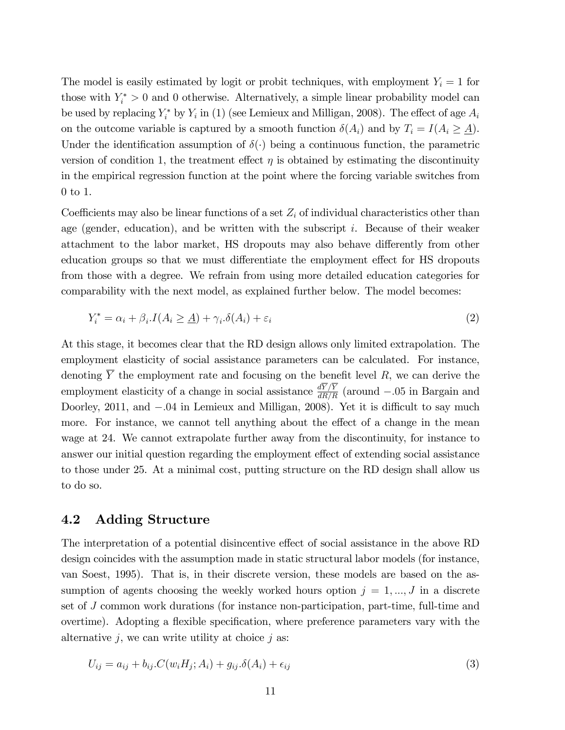The model is easily estimated by logit or probit techniques, with employment $Y_i = 1$ for those with $Y_i^* > 0$ and 0 otherwise. Alternatively, a simple linear probability model can be used by replacing $Y_i^*$ by $Y_i$ in (1) (see Lemieux and Milligan, 2008). The effect of age $A_i$ on the outcome variable is captured by a smooth function $\delta(A_i)$ and by $T_i = I(A_i \geq \underline{A})$. Under the identification assumption of $\delta(\cdot)$ being a continuous function, the parametric version of condition 1, the treatment effect $\eta$ is obtained by estimating the discontinuity in the empirical regression function at the point where the forcing variable switches from 0 to 1.

Coefficients may also be linear functions of a set $Z_i$ of individual characteristics other than age (gender, education), and be written with the subscript $i$. Because of their weaker attachment to the labor market, HS dropouts may also behave differently from other education groups so that we must differentiate the employment effect for HS dropouts from those with a degree. We refrain from using more detailed education categories for comparability with the next model, as explained further below. The model becomes:

$$Y_i^* = \alpha_i + \beta_i . I(A_i \geq \underline{A}) + \gamma_i . \delta(A_i) + \varepsilon_i \tag{2}$$

At this stage, it becomes clear that the RD design allows only limited extrapolation. The employment elasticity of social assistance parameters can be calculated. For instance, denoting $\overline{Y}$ the employment rate and focusing on the benefit level $R$, we can derive the employment elasticity of a change in social assistance $\frac{d\overline{Y}/\overline{Y}}{dR/R}$ (around $-.05$ in Bargain and Doorley, 2011, and $-.04$ in Lemieux and Milligan, 2008). Yet it is difficult to say much more. For instance, we cannot tell anything about the effect of a change in the mean wage at 24. We cannot extrapolate further away from the discontinuity, for instance to answer our initial question regarding the employment effect of extending social assistance to those under 25. At a minimal cost, putting structure on the RD design shall allow us to do so.

## 4.2 Adding Structure

The interpretation of a potential disincentive effect of social assistance in the above RD design coincides with the assumption made in static structural labor models (for instance, van Soest, 1995). That is, in their discrete version, these models are based on the assumption of agents choosing the weekly worked hours option $j = 1, ..., J$ in a discrete set of $J$ common work durations (for instance non-participation, part-time, full-time and overtime). Adopting a flexible specification, where preference parameters vary with the alternative $j$, we can write utility at choice $j$ as:

$$U_{ij} = a_{ij} + b_{ij} . C(w_i H_j; A_i) + g_{ij} . \delta(A_i) + \epsilon_{ij} \tag{3}$$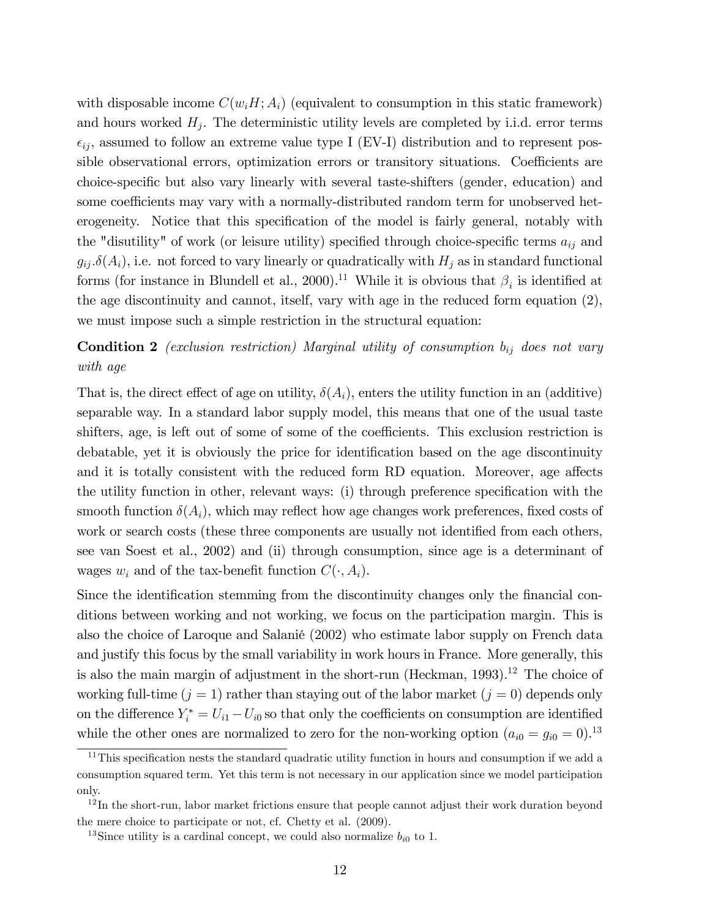with disposable income $C(w_i H; A_i)$ (equivalent to consumption in this static framework) and hours worked $H_j$. The deterministic utility levels are completed by i.i.d. error terms $\epsilon_{ij}$, assumed to follow an extreme value type I (EV-I) distribution and to represent possible observational errors, optimization errors or transitory situations. Coefficients are choice-specific but also vary linearly with several taste-shifters (gender, education) and some coefficients may vary with a normally-distributed random term for unobserved heterogeneity. Notice that this specification of the model is fairly general, notably with the "disutility" of work (or leisure utility) specified through choice-specific terms $a_{ij}$ and $g_{ij}.\delta(A_i)$, i.e. not forced to vary linearly or quadratically with $H_j$ as in standard functional forms (for instance in Blundell et al., 2000).[11] While it is obvious that $\beta_i$ is identified at the age discontinuity and cannot, itself, vary with age in the reduced form equation (2), we must impose such a simple restriction in the structural equation:

**Condition 2** *(exclusion restriction) Marginal utility of consumption $b_{ij}$ does not vary with age*

That is, the direct effect of age on utility, $\delta(A_i)$, enters the utility function in an (additive) separable way. In a standard labor supply model, this means that one of the usual taste shifters, age, is left out of some of some of the coefficients. This exclusion restriction is debatable, yet it is obviously the price for identification based on the age discontinuity and it is totally consistent with the reduced form RD equation. Moreover, age affects the utility function in other, relevant ways: (i) through preference specification with the smooth function $\delta(A_i)$, which may reflect how age changes work preferences, fixed costs of work or search costs (these three components are usually not identified from each others, see van Soest et al., 2002) and (ii) through consumption, since age is a determinant of wages $w_i$ and of the tax-benefit function $C(\cdot, A_i)$.

Since the identification stemming from the discontinuity changes only the financial conditions between working and not working, we focus on the participation margin. This is also the choice of Laroque and Salanié (2002) who estimate labor supply on French data and justify this focus by the small variability in work hours in France. More generally, this is also the main margin of adjustment in the short-run (Heckman, 1993).[12] The choice of working full-time ($j = 1$) rather than staying out of the labor market ($j = 0$) depends only on the difference $Y_i^* = U_{i1} - U_{i0}$ so that only the coefficients on consumption are identified while the other ones are normalized to zero for the non-working option ($a_{i0} = g_{i0} = 0$).[13]

[11] This specification nests the standard quadratic utility function in hours and consumption if we add a consumption squared term. Yet this term is not necessary in our application since we model participation only.

[12] In the short-run, labor market frictions ensure that people cannot adjust their work duration beyond the mere choice to participate or not, cf. Chetty et al. (2009).

[13] Since utility is a cardinal concept, we could also normalize $b_{i0}$ to 1.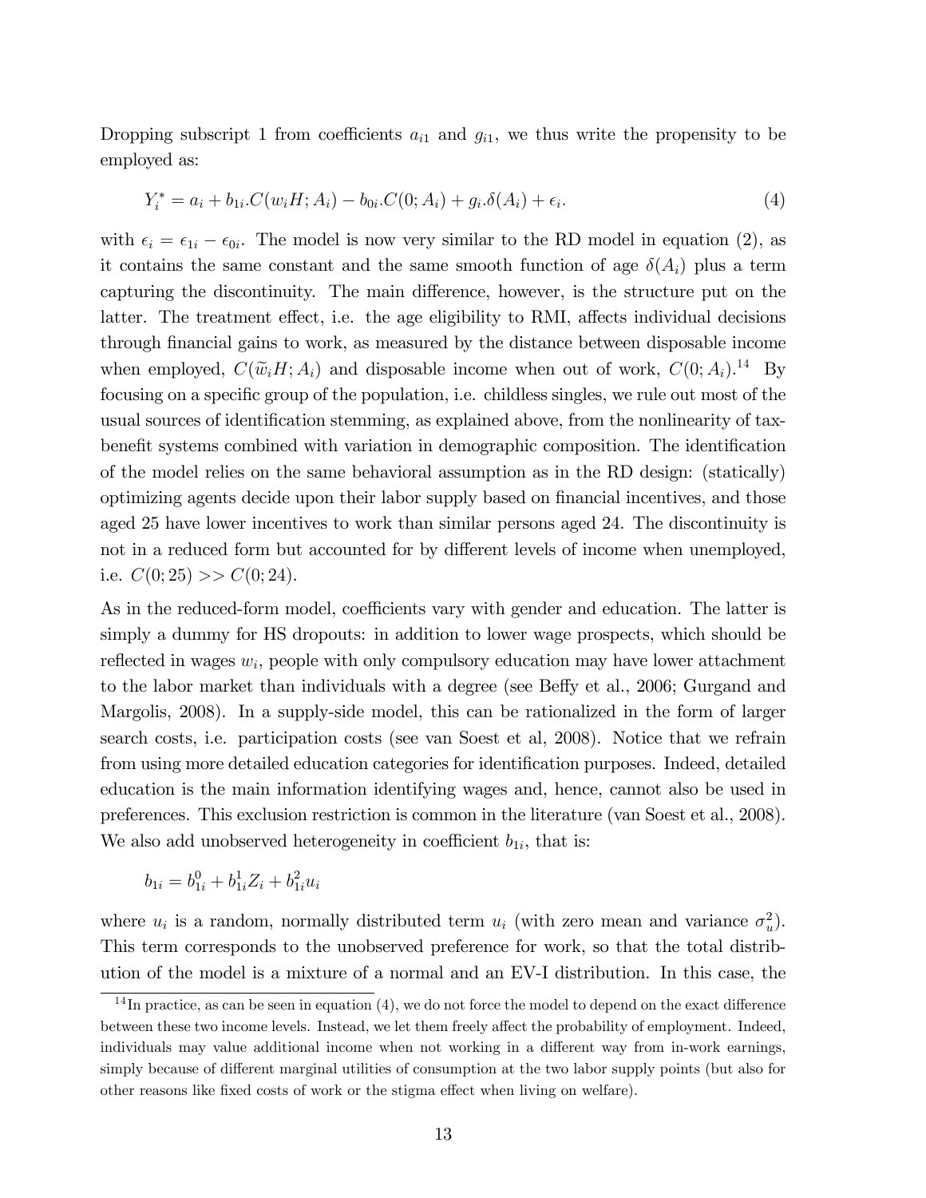Dropping subscript 1 from coefficients $a_{i1}$ and $g_{i1}$, we thus write the propensity to be employed as:

$$Y_i^* = a_i + b_{1i}.C(w_i H; A_i) - b_{0i}.C(0; A_i) + g_i.\delta(A_i) + \epsilon_i. \tag{4}$$

with $\epsilon_i = \epsilon_{1i} - \epsilon_{0i}$. The model is now very similar to the RD model in equation (2), as it contains the same constant and the same smooth function of age $\delta(A_i)$ plus a term capturing the discontinuity. The main difference, however, is the structure put on the latter. The treatment effect, i.e. the age eligibility to RMI, affects individual decisions through financial gains to work, as measured by the distance between disposable income when employed, $C(\widetilde{w}_i H; A_i)$ and disposable income when out of work, $C(0; A_i)$.[14] By focusing on a specific group of the population, i.e. childless singles, we rule out most of the usual sources of identification stemming, as explained above, from the nonlinearity of tax-benefit systems combined with variation in demographic composition. The identification of the model relies on the same behavioral assumption as in the RD design: (statically) optimizing agents decide upon their labor supply based on financial incentives, and those aged 25 have lower incentives to work than similar persons aged 24. The discontinuity is not in a reduced form but accounted for by different levels of income when unemployed, i.e. $C(0; 25) >> C(0; 24)$.

As in the reduced-form model, coefficients vary with gender and education. The latter is simply a dummy for HS dropouts: in addition to lower wage prospects, which should be reflected in wages $w_i$, people with only compulsory education may have lower attachment to the labor market than individuals with a degree (see Beffy et al., 2006; Gurgand and Margolis, 2008). In a supply-side model, this can be rationalized in the form of larger search costs, i.e. participation costs (see van Soest et al, 2008). Notice that we refrain from using more detailed education categories for identification purposes. Indeed, detailed education is the main information identifying wages and, hence, cannot also be used in preferences. This exclusion restriction is common in the literature (van Soest et al., 2008). We also add unobserved heterogeneity in coefficient $b_{1i}$, that is:

$$b_{1i} = b_{1i}^0 + b_{1i}^1 Z_i + b_{1i}^2 u_i$$

where $u_i$ is a random, normally distributed term $u_i$ (with zero mean and variance $\sigma_u^2$). This term corresponds to the unobserved preference for work, so that the total distribution of the model is a mixture of a normal and an EV-I distribution. In this case, the

[14] In practice, as can be seen in equation (4), we do not force the model to depend on the exact difference between these two income levels. Instead, we let them freely affect the probability of employment. Indeed, individuals may value additional income when not working in a different way from in-work earnings, simply because of different marginal utilities of consumption at the two labor supply points (but also for other reasons like fixed costs of work or the stigma effect when living on welfare).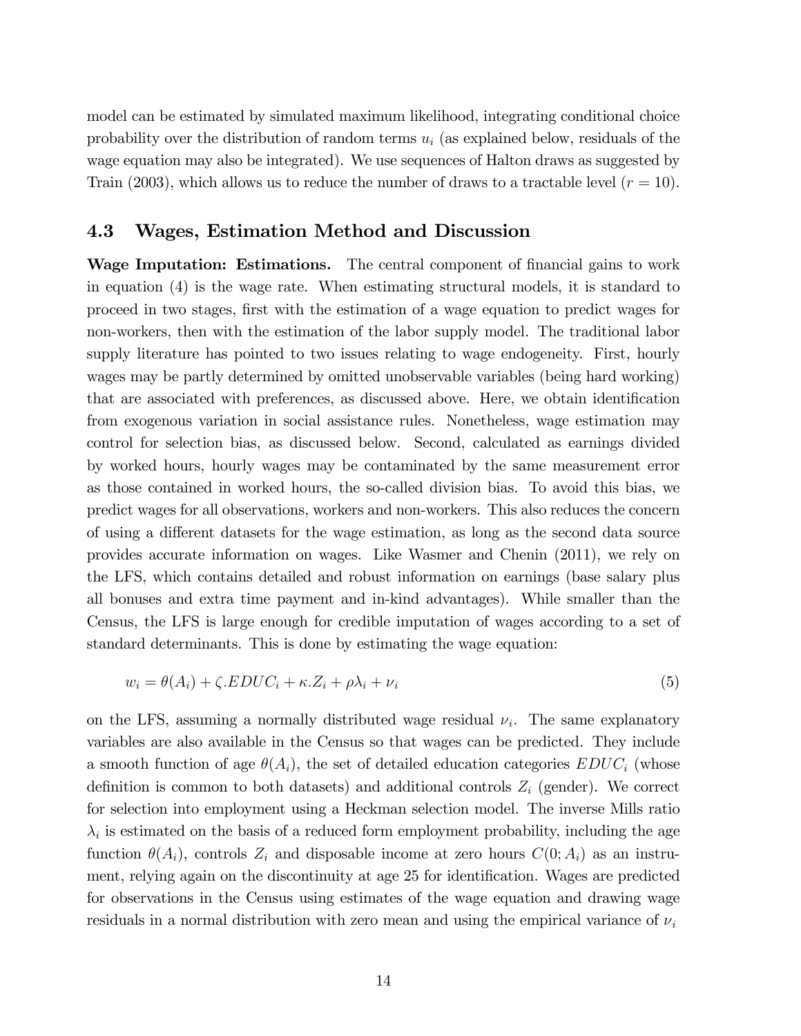model can be estimated by simulated maximum likelihood, integrating conditional choice probability over the distribution of random terms $u_i$ (as explained below, residuals of the wage equation may also be integrated). We use sequences of Halton draws as suggested by Train (2003), which allows us to reduce the number of draws to a tractable level ($r = 10$).

## 4.3 Wages, Estimation Method and Discussion

**Wage Imputation: Estimations.** The central component of financial gains to work in equation (4) is the wage rate. When estimating structural models, it is standard to proceed in two stages, first with the estimation of a wage equation to predict wages for non-workers, then with the estimation of the labor supply model. The traditional labor supply literature has pointed to two issues relating to wage endogeneity. First, hourly wages may be partly determined by omitted unobservable variables (being hard working) that are associated with preferences, as discussed above. Here, we obtain identification from exogenous variation in social assistance rules. Nonetheless, wage estimation may control for selection bias, as discussed below. Second, calculated as earnings divided by worked hours, hourly wages may be contaminated by the same measurement error as those contained in worked hours, the so-called division bias. To avoid this bias, we predict wages for all observations, workers and non-workers. This also reduces the concern of using a different datasets for the wage estimation, as long as the second data source provides accurate information on wages. Like Wasmer and Chenin (2011), we rely on the LFS, which contains detailed and robust information on earnings (base salary plus all bonuses and extra time payment and in-kind advantages). While smaller than the Census, the LFS is large enough for credible imputation of wages according to a set of standard determinants. This is done by estimating the wage equation:

$$w_i = \theta(A_i) + \zeta.EDUC_i + \kappa.Z_i + \rho\lambda_i + \nu_i \tag{5}$$

on the LFS, assuming a normally distributed wage residual $\nu_i$. The same explanatory variables are also available in the Census so that wages can be predicted. They include a smooth function of age $\theta(A_i)$, the set of detailed education categories $EDUC_i$ (whose definition is common to both datasets) and additional controls $Z_i$ (gender). We correct for selection into employment using a Heckman selection model. The inverse Mills ratio $\lambda_i$ is estimated on the basis of a reduced form employment probability, including the age function $\theta(A_i)$, controls $Z_i$ and disposable income at zero hours $C(0; A_i)$ as an instrument, relying again on the discontinuity at age 25 for identification. Wages are predicted for observations in the Census using estimates of the wage equation and drawing wage residuals in a normal distribution with zero mean and using the empirical variance of $\nu_i$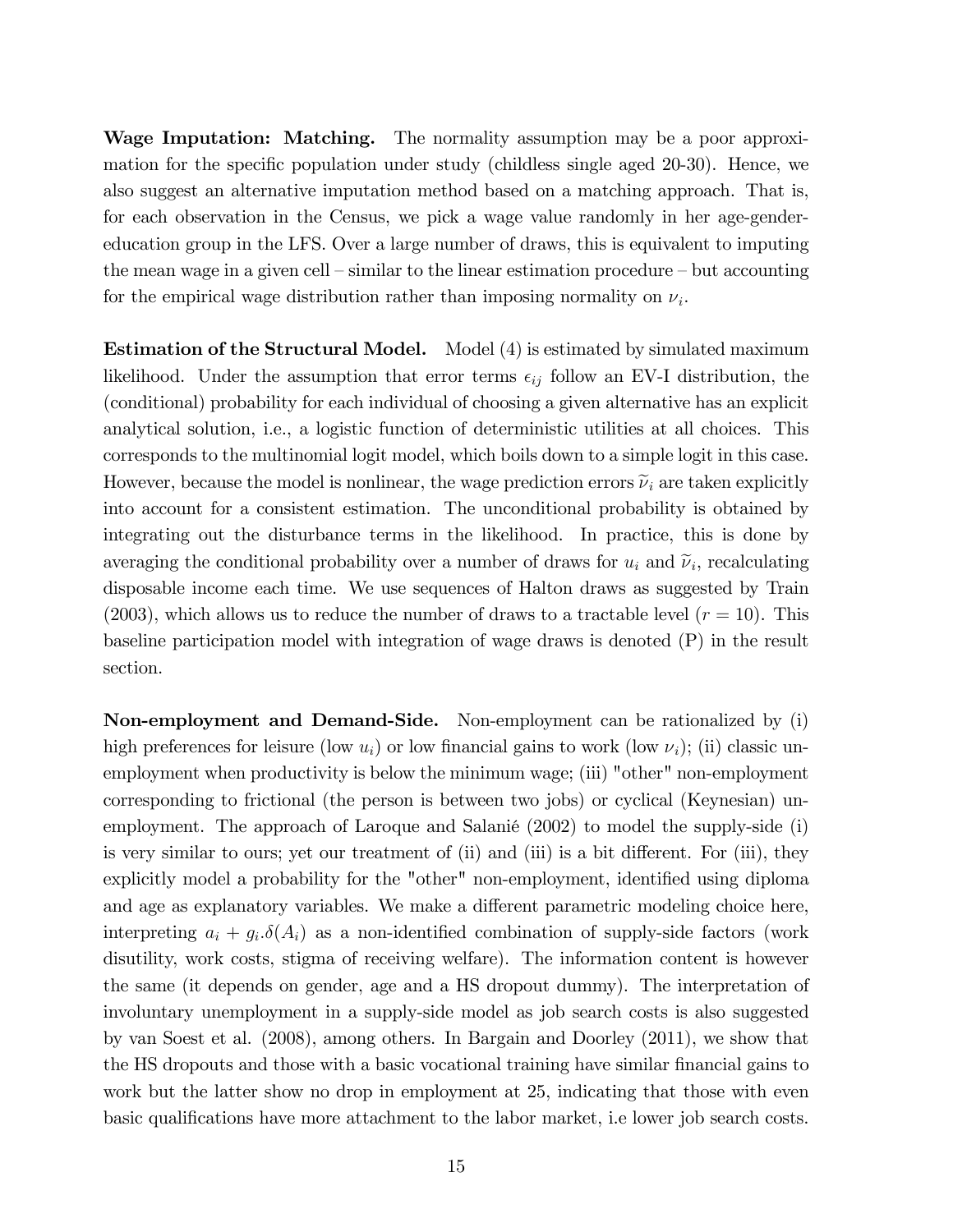**Wage Imputation: Matching.** The normality assumption may be a poor approximation for the specific population under study (childless single aged 20-30). Hence, we also suggest an alternative imputation method based on a matching approach. That is, for each observation in the Census, we pick a wage value randomly in her age-gender-education group in the LFS. Over a large number of draws, this is equivalent to imputing the mean wage in a given cell – similar to the linear estimation procedure – but accounting for the empirical wage distribution rather than imposing normality on $\nu_i$.

**Estimation of the Structural Model.** Model (4) is estimated by simulated maximum likelihood. Under the assumption that error terms $\epsilon_{ij}$ follow an EV-I distribution, the (conditional) probability for each individual of choosing a given alternative has an explicit analytical solution, i.e., a logistic function of deterministic utilities at all choices. This corresponds to the multinomial logit model, which boils down to a simple logit in this case. However, because the model is nonlinear, the wage prediction errors $\widetilde{\nu}_i$ are taken explicitly into account for a consistent estimation. The unconditional probability is obtained by integrating out the disturbance terms in the likelihood. In practice, this is done by averaging the conditional probability over a number of draws for $u_i$ and $\widetilde{\nu}_i$, recalculating disposable income each time. We use sequences of Halton draws as suggested by Train (2003), which allows us to reduce the number of draws to a tractable level ($r = 10$). This baseline participation model with integration of wage draws is denoted (P) in the result section.

**Non-employment and Demand-Side.** Non-employment can be rationalized by (i) high preferences for leisure (low $u_i$) or low financial gains to work (low $\nu_i$); (ii) classic unemployment when productivity is below the minimum wage; (iii) "other" non-employment corresponding to frictional (the person is between two jobs) or cyclical (Keynesian) unemployment. The approach of Laroque and Salanié (2002) to model the supply-side (i) is very similar to ours; yet our treatment of (ii) and (iii) is a bit different. For (iii), they explicitly model a probability for the "other" non-employment, identified using diploma and age as explanatory variables. We make a different parametric modeling choice here, interpreting $a_i + g_i.\delta(A_i)$ as a non-identified combination of supply-side factors (work disutility, work costs, stigma of receiving welfare). The information content is however the same (it depends on gender, age and a HS dropout dummy). The interpretation of involuntary unemployment in a supply-side model as job search costs is also suggested by van Soest et al. (2008), among others. In Bargain and Doorley (2011), we show that the HS dropouts and those with a basic vocational training have similar financial gains to work but the latter show no drop in employment at 25, indicating that those with even basic qualifications have more attachment to the labor market, i.e lower job search costs.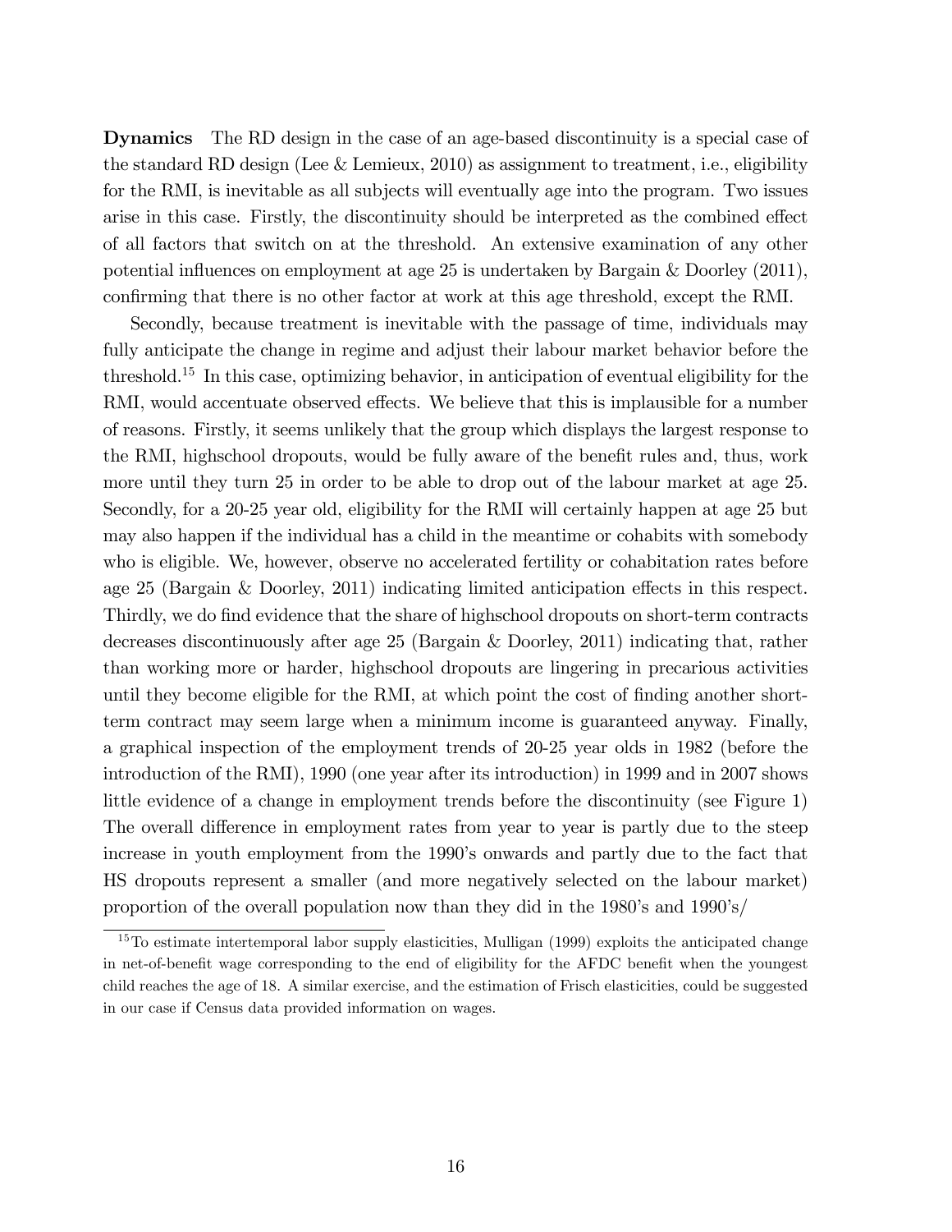**Dynamics** The RD design in the case of an age-based discontinuity is a special case of the standard RD design (Lee & Lemieux, 2010) as assignment to treatment, i.e., eligibility for the RMI, is inevitable as all subjects will eventually age into the program. Two issues arise in this case. Firstly, the discontinuity should be interpreted as the combined effect of all factors that switch on at the threshold. An extensive examination of any other potential influences on employment at age 25 is undertaken by Bargain & Doorley (2011), confirming that there is no other factor at work at this age threshold, except the RMI.

Secondly, because treatment is inevitable with the passage of time, individuals may fully anticipate the change in regime and adjust their labour market behavior before the threshold.[15] In this case, optimizing behavior, in anticipation of eventual eligibility for the RMI, would accentuate observed effects. We believe that this is implausible for a number of reasons. Firstly, it seems unlikely that the group which displays the largest response to the RMI, highschool dropouts, would be fully aware of the benefit rules and, thus, work more until they turn 25 in order to be able to drop out of the labour market at age 25. Secondly, for a 20-25 year old, eligibility for the RMI will certainly happen at age 25 but may also happen if the individual has a child in the meantime or cohabits with somebody who is eligible. We, however, observe no accelerated fertility or cohabitation rates before age 25 (Bargain & Doorley, 2011) indicating limited anticipation effects in this respect. Thirdly, we do find evidence that the share of highschool dropouts on short-term contracts decreases discontinuously after age 25 (Bargain & Doorley, 2011) indicating that, rather than working more or harder, highschool dropouts are lingering in precarious activities until they become eligible for the RMI, at which point the cost of finding another short-term contract may seem large when a minimum income is guaranteed anyway. Finally, a graphical inspection of the employment trends of 20-25 year olds in 1982 (before the introduction of the RMI), 1990 (one year after its introduction) in 1999 and in 2007 shows little evidence of a change in employment trends before the discontinuity (see Figure 1) The overall difference in employment rates from year to year is partly due to the steep increase in youth employment from the 1990's onwards and partly due to the fact that HS dropouts represent a smaller (and more negatively selected on the labour market) proportion of the overall population now than they did in the 1980's and 1990's/

[15] To estimate intertemporal labor supply elasticities, Mulligan (1999) exploits the anticipated change in net-of-benefit wage corresponding to the end of eligibility for the AFDC benefit when the youngest child reaches the age of 18. A similar exercise, and the estimation of Frisch elasticities, could be suggested in our case if Census data provided information on wages.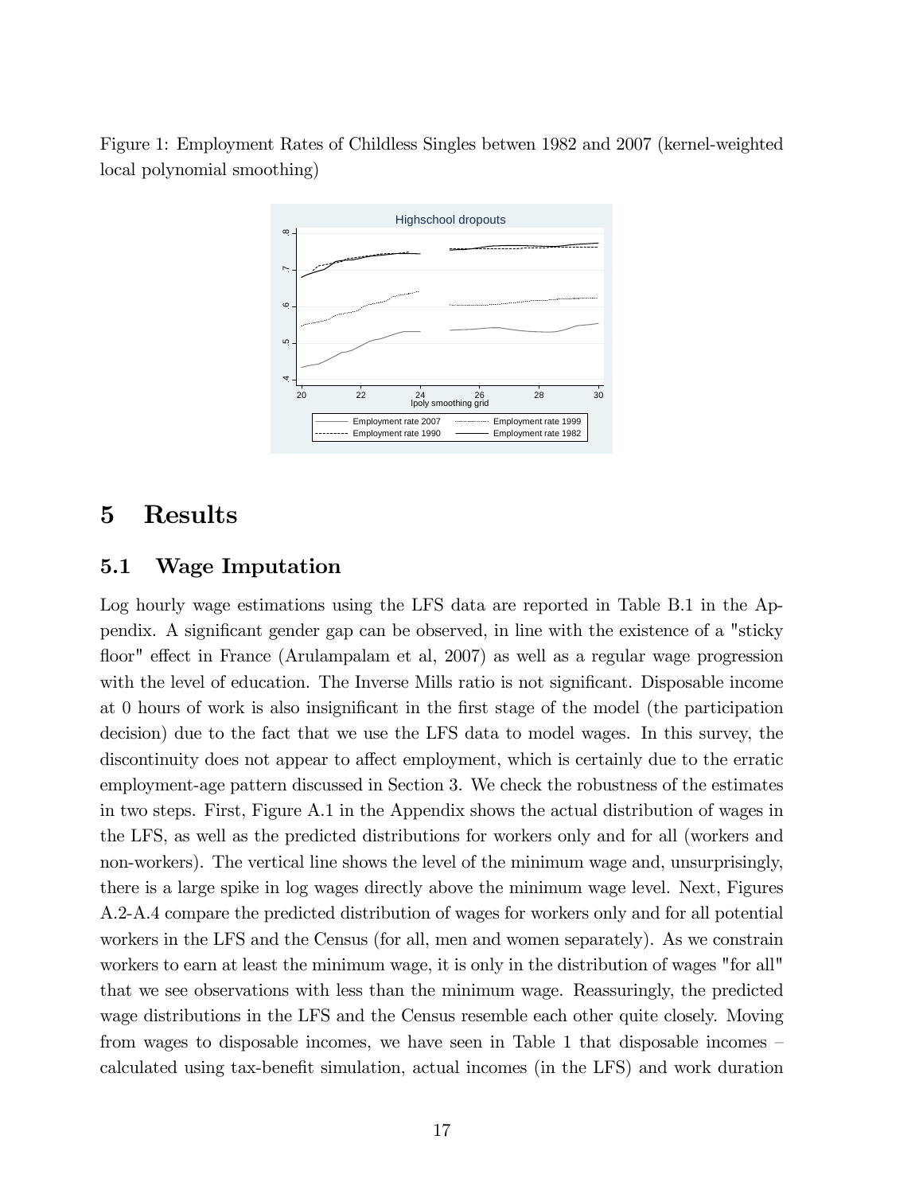Figure 1: Employment Rates of Childless Singles betwen 1982 and 2007 (kernel-weighted local polynomial smoothing)

# 5 Results

## 5.1 Wage Imputation

Log hourly wage estimations using the LFS data are reported in Table B.1 in the Appendix. A significant gender gap can be observed, in line with the existence of a "sticky floor" effect in France (Arulampalam et al, 2007) as well as a regular wage progression with the level of education. The Inverse Mills ratio is not significant. Disposable income at 0 hours of work is also insignificant in the first stage of the model (the participation decision) due to the fact that we use the LFS data to model wages. In this survey, the discontinuity does not appear to affect employment, which is certainly due to the erratic employment-age pattern discussed in Section 3. We check the robustness of the estimates in two steps. First, Figure A.1 in the Appendix shows the actual distribution of wages in the LFS, as well as the predicted distributions for workers only and for all (workers and non-workers). The vertical line shows the level of the minimum wage and, unsurprisingly, there is a large spike in log wages directly above the minimum wage level. Next, Figures A.2-A.4 compare the predicted distribution of wages for workers only and for all potential workers in the LFS and the Census (for all, men and women separately). As we constrain workers to earn at least the minimum wage, it is only in the distribution of wages "for all" that we see observations with less than the minimum wage. Reassuringly, the predicted wage distributions in the LFS and the Census resemble each other quite closely. Moving from wages to disposable incomes, we have seen in Table 1 that disposable incomes – calculated using tax-benefit simulation, actual incomes (in the LFS) and work duration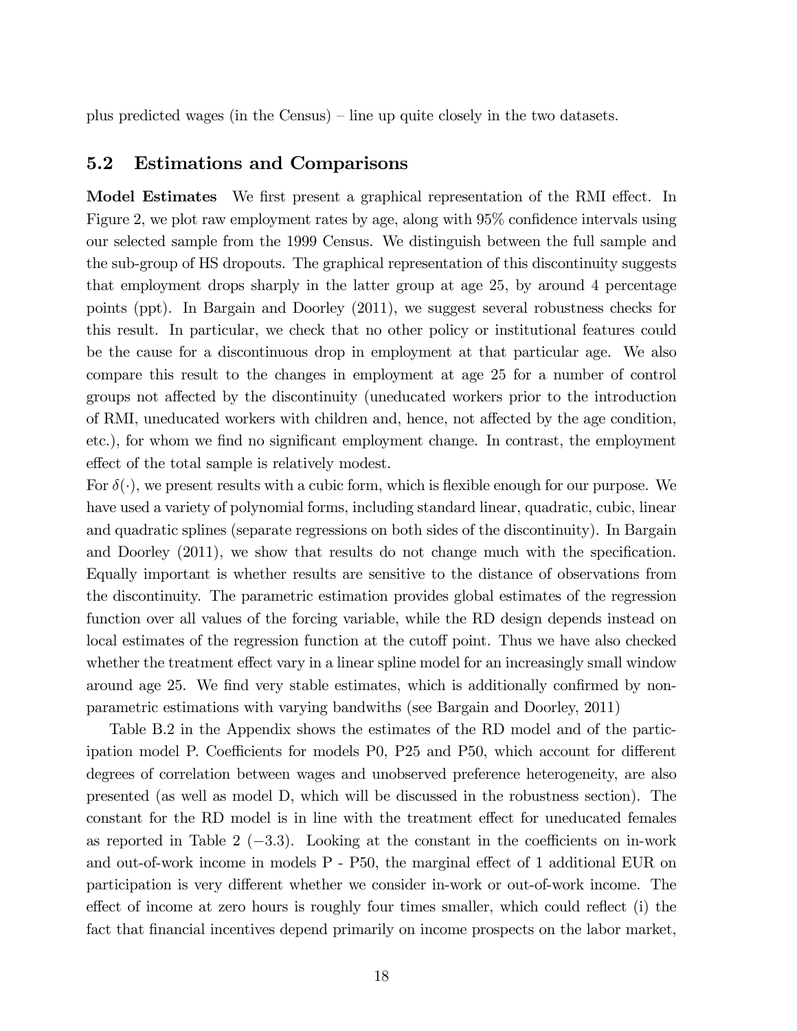plus predicted wages (in the Census) – line up quite closely in the two datasets.

## 5.2 Estimations and Comparisons

**Model Estimates** We first present a graphical representation of the RMI effect. In Figure 2, we plot raw employment rates by age, along with 95% confidence intervals using our selected sample from the 1999 Census. We distinguish between the full sample and the sub-group of HS dropouts. The graphical representation of this discontinuity suggests that employment drops sharply in the latter group at age 25, by around 4 percentage points (ppt). In Bargain and Doorley (2011), we suggest several robustness checks for this result. In particular, we check that no other policy or institutional features could be the cause for a discontinuous drop in employment at that particular age. We also compare this result to the changes in employment at age 25 for a number of control groups not affected by the discontinuity (uneducated workers prior to the introduction of RMI, uneducated workers with children and, hence, not affected by the age condition, etc.), for whom we find no significant employment change. In contrast, the employment effect of the total sample is relatively modest.

For $\delta(\cdot)$, we present results with a cubic form, which is flexible enough for our purpose. We have used a variety of polynomial forms, including standard linear, quadratic, cubic, linear and quadratic splines (separate regressions on both sides of the discontinuity). In Bargain and Doorley (2011), we show that results do not change much with the specification. Equally important is whether results are sensitive to the distance of observations from the discontinuity. The parametric estimation provides global estimates of the regression function over all values of the forcing variable, while the RD design depends instead on local estimates of the regression function at the cutoff point. Thus we have also checked whether the treatment effect vary in a linear spline model for an increasingly small window around age 25. We find very stable estimates, which is additionally confirmed by non-parametric estimations with varying bandwiths (see Bargain and Doorley, 2011)

Table B.2 in the Appendix shows the estimates of the RD model and of the participation model P. Coefficients for models P0, P25 and P50, which account for different degrees of correlation between wages and unobserved preference heterogeneity, are also presented (as well as model D, which will be discussed in the robustness section). The constant for the RD model is in line with the treatment effect for uneducated females as reported in Table 2 ($-3.3$). Looking at the constant in the coefficients on in-work and out-of-work income in models P - P50, the marginal effect of 1 additional EUR on participation is very different whether we consider in-work or out-of-work income. The effect of income at zero hours is roughly four times smaller, which could reflect (i) the fact that financial incentives depend primarily on income prospects on the labor market,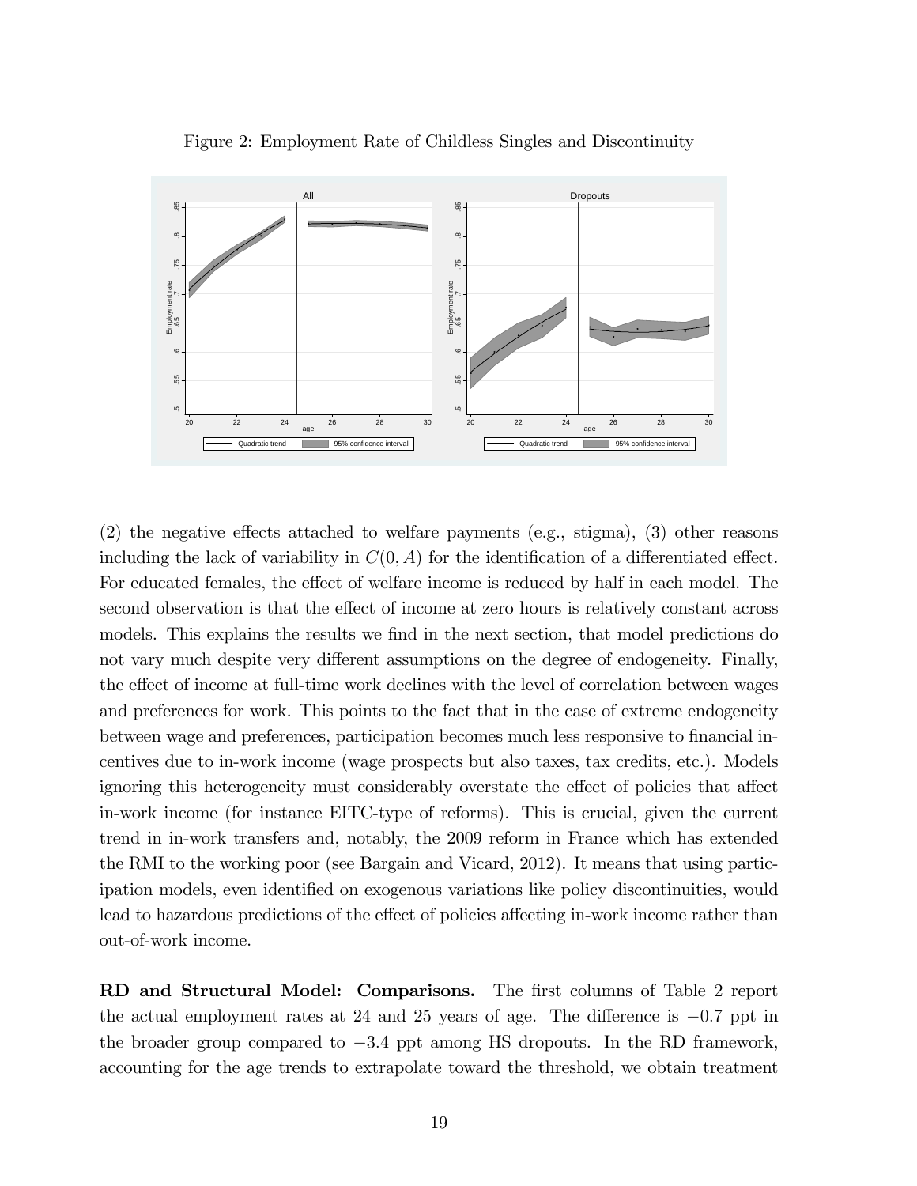Figure 2: Employment Rate of Childless Singles and Discontinuity

(2) the negative effects attached to welfare payments (e.g., stigma), (3) other reasons including the lack of variability in $C(0, A)$ for the identification of a differentiated effect. For educated females, the effect of welfare income is reduced by half in each model. The second observation is that the effect of income at zero hours is relatively constant across models. This explains the results we find in the next section, that model predictions do not vary much despite very different assumptions on the degree of endogeneity. Finally, the effect of income at full-time work declines with the level of correlation between wages and preferences for work. This points to the fact that in the case of extreme endogeneity between wage and preferences, participation becomes much less responsive to financial incentives due to in-work income (wage prospects but also taxes, tax credits, etc.). Models ignoring this heterogeneity must considerably overstate the effect of policies that affect in-work income (for instance EITC-type of reforms). This is crucial, given the current trend in in-work transfers and, notably, the 2009 reform in France which has extended the RMI to the working poor (see Bargain and Vicard, 2012). It means that using participation models, even identified on exogenous variations like policy discontinuities, would lead to hazardous predictions of the effect of policies affecting in-work income rather than out-of-work income.

**RD and Structural Model: Comparisons.** The first columns of Table 2 report the actual employment rates at 24 and 25 years of age. The difference is $-0.7$ ppt in the broader group compared to $-3.4$ ppt among HS dropouts. In the RD framework, accounting for the age trends to extrapolate toward the threshold, we obtain treatment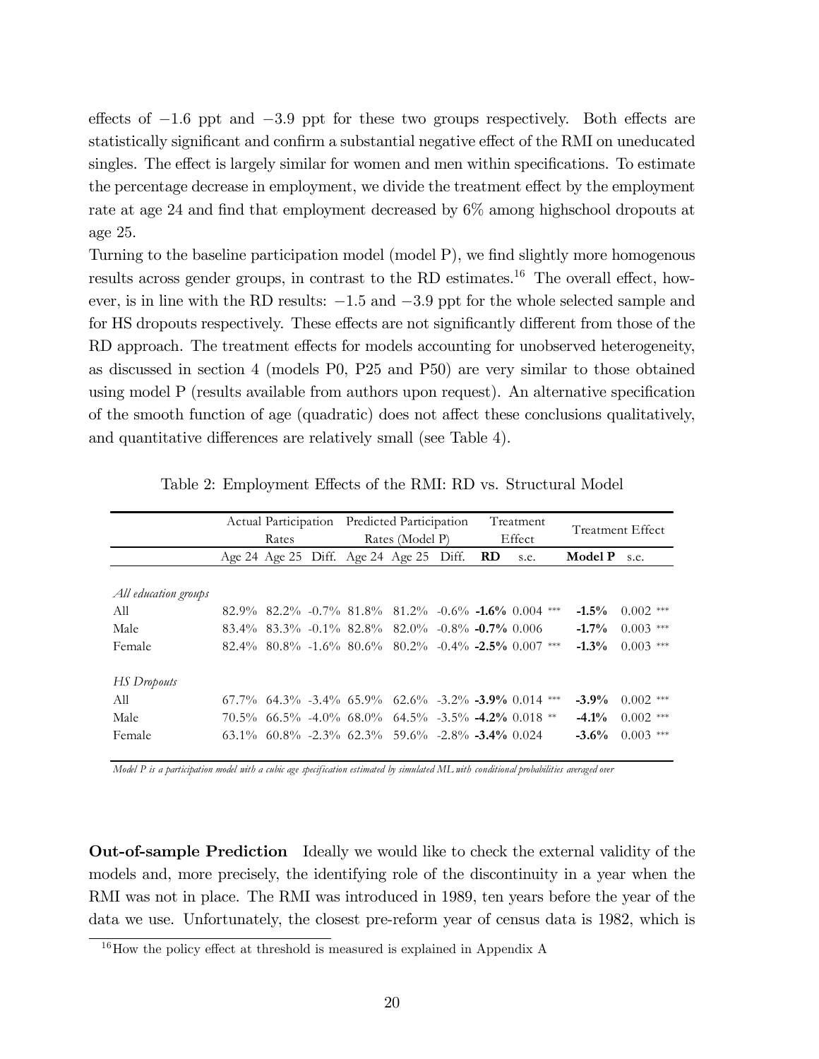effects of $-1.6$ ppt and $-3.9$ ppt for these two groups respectively. Both effects are statistically significant and confirm a substantial negative effect of the RMI on uneducated singles. The effect is largely similar for women and men within specifications. To estimate the percentage decrease in employment, we divide the treatment effect by the employment rate at age 24 and find that employment decreased by 6% among highschool dropouts at age 25.

Turning to the baseline participation model (model P), we find slightly more homogenous results across gender groups, in contrast to the RD estimates.[16] The overall effect, however, is in line with the RD results: $-1.5$ and $-3.9$ ppt for the whole selected sample and for HS dropouts respectively. These effects are not significantly different from those of the RD approach. The treatment effects for models accounting for unobserved heterogeneity, as discussed in section 4 (models P0, P25 and P50) are very similar to those obtained using model P (results available from authors upon request). An alternative specification of the smooth function of age (quadratic) does not affect these conclusions qualitatively, and quantitative differences are relatively small (see Table 4).

Table 2: Employment Effects of the RMI: RD vs. Structural Model

| | Actual Participation Rates | | | Predicted Participation Rates (Model P) | | | Treatment Effect | | | Treatment Effect | | |
|---|---|---|---|---|---|---|---|---|---|---|---|---|
| | Age 24 | Age 25 | Diff. | Age 24 | Age 25 | Diff. | **RD** | s.e. | | **Model P** | s.e. | |
| *All education groups* | | | | | | | | | | | | |
| All | 82.9% | 82.2% | -0.7% | 81.8% | 81.2% | -0.6% | **-1.6%** | 0.004 | *** | **-1.5%** | 0.002 | *** |
| Male | 83.4% | 83.3% | -0.1% | 82.8% | 82.0% | -0.8% | **-0.7%** | 0.006 | | **-1.7%** | 0.003 | *** |
| Female | 82.4% | 80.8% | -1.6% | 80.6% | 80.2% | -0.4% | **-2.5%** | 0.007 | *** | **-1.3%** | 0.003 | *** |
| *HS Dropouts* | | | | | | | | | | | | |
| All | 67.7% | 64.3% | -3.4% | 65.9% | 62.6% | -3.2% | **-3.9%** | 0.014 | *** | **-3.9%** | 0.002 | *** |
| Male | 70.5% | 66.5% | -4.0% | 68.0% | 64.5% | -3.5% | **-4.2%** | 0.018 | ** | **-4.1%** | 0.002 | *** |
| Female | 63.1% | 60.8% | -2.3% | 62.3% | 59.6% | -2.8% | **-3.4%** | 0.024 | | **-3.6%** | 0.003 | *** |

*Model P is a participation model with a cubic age specification estimated by simulated ML with conditional probabilities averaged over*

**Out-of-sample Prediction** Ideally we would like to check the external validity of the models and, more precisely, the identifying role of the discontinuity in a year when the RMI was not in place. The RMI was introduced in 1989, ten years before the year of the data we use. Unfortunately, the closest pre-reform year of census data is 1982, which is

[16]How the policy effect at threshold is measured is explained in Appendix A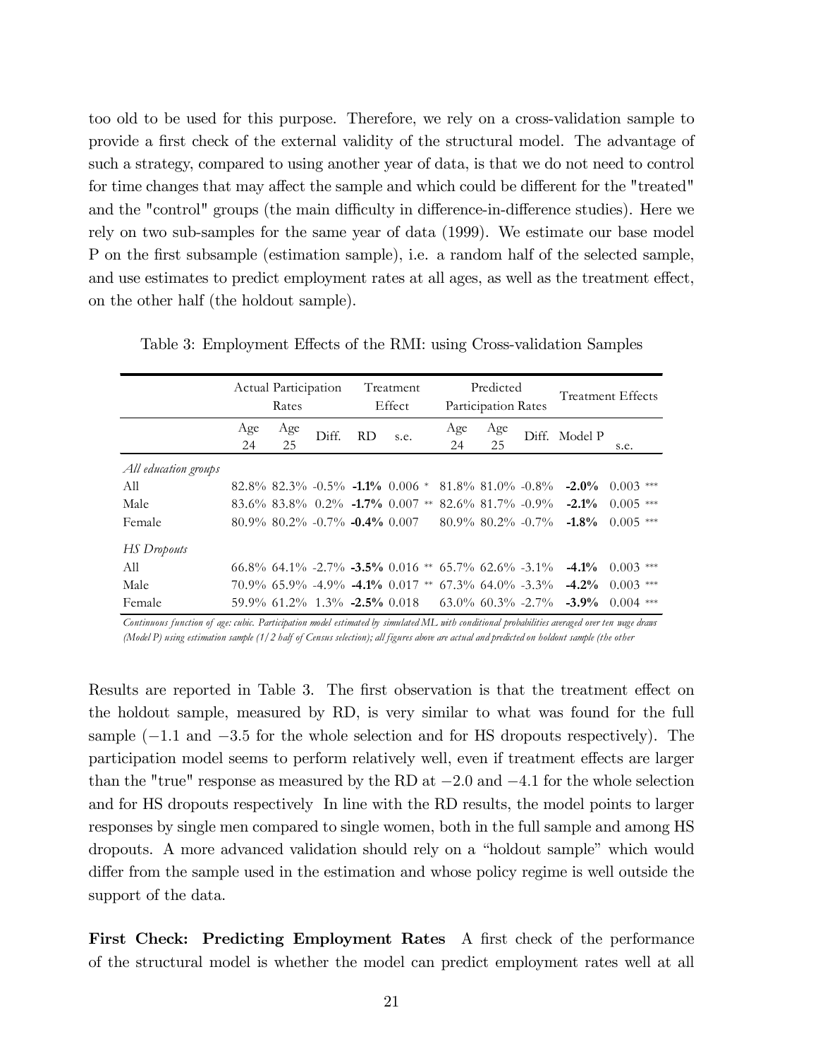too old to be used for this purpose. Therefore, we rely on a cross-validation sample to provide a first check of the external validity of the structural model. The advantage of such a strategy, compared to using another year of data, is that we do not need to control for time changes that may affect the sample and which could be different for the "treated" and the "control" groups (the main difficulty in difference-in-difference studies). Here we rely on two sub-samples for the same year of data (1999). We estimate our base model P on the first subsample (estimation sample), i.e. a random half of the selected sample, and use estimates to predict employment rates at all ages, as well as the treatment effect, on the other half (the holdout sample).

Table 3: Employment Effects of the RMI: using Cross-validation Samples

| | Actual Participation Rates | | | Treatment Effect | | | Predicted Participation Rates | | | Treatment Effects | | |
|---|---|---|---|---|---|---|---|---|---|---|---|---|
| | Age 24 | Age 25 | Diff. | RD | s.e. | | Age 24 | Age 25 | Diff. | Model P | s.e. | |
| *All education groups* | | | | | | | | | | | | |
| All | 82.8% | 82.3% | -0.5% | **-1.1%** | 0.006 | * | 81.8% | 81.0% | -0.8% | **-2.0%** | 0.003 | *** |
| Male | 83.6% | 83.8% | 0.2% | **-1.7%** | 0.007 | ** | 82.6% | 81.7% | -0.9% | **-2.1%** | 0.005 | *** |
| Female | 80.9% | 80.2% | -0.7% | **-0.4%** | 0.007 | | 80.9% | 80.2% | -0.7% | **-1.8%** | 0.005 | *** |
| *HS Dropouts* | | | | | | | | | | | | |
| All | 66.8% | 64.1% | -2.7% | **-3.5%** | 0.016 | ** | 65.7% | 62.6% | -3.1% | **-4.1%** | 0.003 | *** |
| Male | 70.9% | 65.9% | -4.9% | **-4.1%** | 0.017 | ** | 67.3% | 64.0% | -3.3% | **-4.2%** | 0.003 | *** |
| Female | 59.9% | 61.2% | 1.3% | **-2.5%** | 0.018 | | 63.0% | 60.3% | -2.7% | **-3.9%** | 0.004 | *** |

*Continuous function of age: cubic. Participation model estimated by simulated ML with conditional probabilities averaged over ten wage draws (Model P) using estimation sample (1/2 half of Census selection); all figures above are actual and predicted on holdout sample (the other*

Results are reported in Table 3. The first observation is that the treatment effect on the holdout sample, measured by RD, is very similar to what was found for the full sample ($-1.1$ and $-3.5$ for the whole selection and for HS dropouts respectively). The participation model seems to perform relatively well, even if treatment effects are larger than the "true" response as measured by the RD at $-2.0$ and $-4.1$ for the whole selection and for HS dropouts respectively In line with the RD results, the model points to larger responses by single men compared to single women, both in the full sample and among HS dropouts. A more advanced validation should rely on a "holdout sample" which would differ from the sample used in the estimation and whose policy regime is well outside the support of the data.

**First Check: Predicting Employment Rates** A first check of the performance of the structural model is whether the model can predict employment rates well at all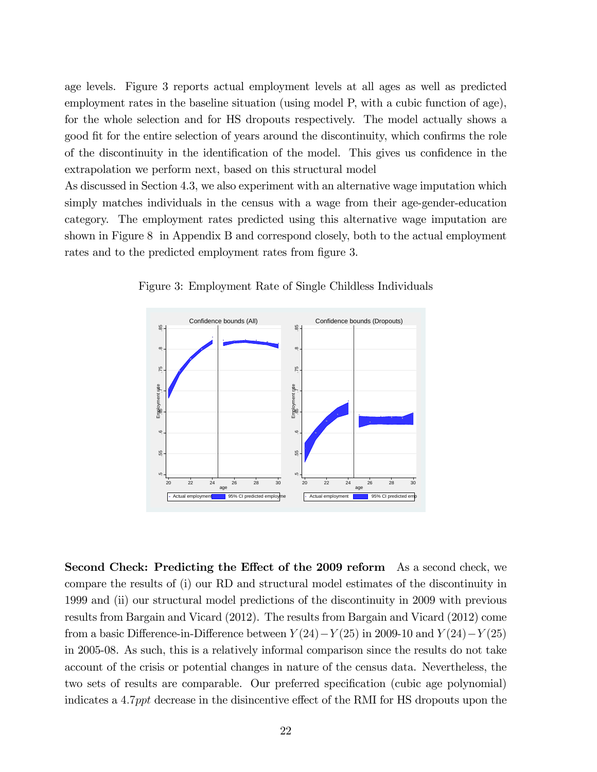age levels. Figure 3 reports actual employment levels at all ages as well as predicted employment rates in the baseline situation (using model P, with a cubic function of age), for the whole selection and for HS dropouts respectively. The model actually shows a good fit for the entire selection of years around the discontinuity, which confirms the role of the discontinuity in the identification of the model. This gives us confidence in the extrapolation we perform next, based on this structural model

As discussed in Section 4.3, we also experiment with an alternative wage imputation which simply matches individuals in the census with a wage from their age-gender-education category. The employment rates predicted using this alternative wage imputation are shown in Figure 8 in Appendix B and correspond closely, both to the actual employment rates and to the predicted employment rates from figure 3.

Figure 3: Employment Rate of Single Childless Individuals

**Second Check: Predicting the Effect of the 2009 reform** As a second check, we compare the results of (i) our RD and structural model estimates of the discontinuity in 1999 and (ii) our structural model predictions of the discontinuity in 2009 with previous results from Bargain and Vicard (2012). The results from Bargain and Vicard (2012) come from a basic Difference-in-Difference between $Y(24) - Y(25)$ in 2009-10 and $Y(24) - Y(25)$ in 2005-08. As such, this is a relatively informal comparison since the results do not take account of the crisis or potential changes in nature of the census data. Nevertheless, the two sets of results are comparable. Our preferred specification (cubic age polynomial) indicates a 4.7*ppt* decrease in the disincentive effect of the RMI for HS dropouts upon the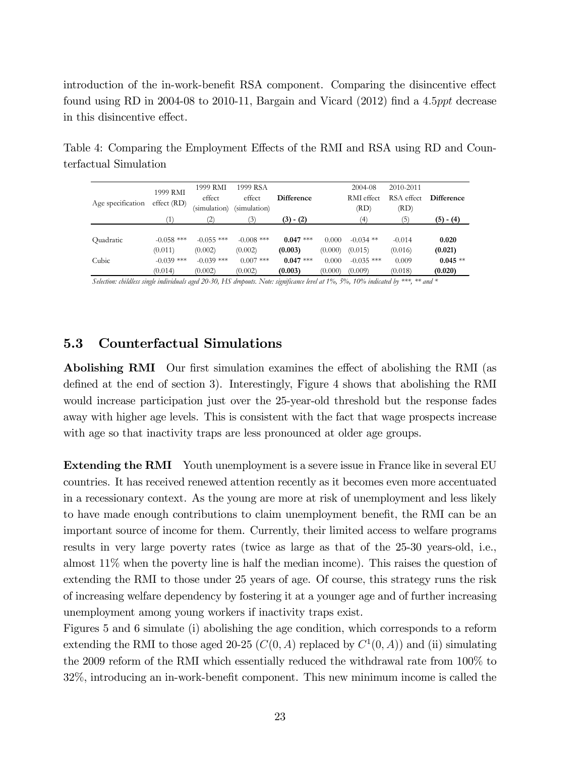introduction of the in-work-benefit RSA component. Comparing the disincentive effect found using RD in 2004-08 to 2010-11, Bargain and Vicard (2012) find a 4.5*ppt* decrease in this disincentive effect.

Table 4: Comparing the Employment Effects of the RMI and RSA using RD and Counterfactual Simulation

| Age specification | 1999 RMI effect (RD) | 1999 RMI effect (simulation) | 1999 RSA effect (simulation) | **Difference** | | 2004-08 RMI effect (RD) | 2010-2011 RSA effect (RD) | **Difference** |
|---|---|---|---|---|---|---|---|---|
| | (1) | (2) | (3) | **(3) - (2)** | | (4) | (5) | **(5) - (4)** |
| Quadratic | -0.058 *** | -0.055 *** | -0.008 *** | **0.047** *** | 0.000 | -0.034 ** | -0.014 | **0.020** |
| | (0.011) | (0.002) | (0.002) | **(0.003)** | (0.000) | (0.015) | (0.016) | **(0.021)** |
| Cubic | -0.039 *** | -0.039 *** | 0.007 *** | **0.047** *** | 0.000 | -0.035 *** | 0.009 | **0.045** ** |
| | (0.014) | (0.002) | (0.002) | **(0.003)** | (0.000) | (0.009) | (0.018) | **(0.020)** |

*Selection: childless single individuals aged 20-30, HS dropouts. Note: significance level at 1%, 5%, 10% indicated by \*\*\*, \*\* and \**

## 5.3 Counterfactual Simulations

**Abolishing RMI** Our first simulation examines the effect of abolishing the RMI (as defined at the end of section 3). Interestingly, Figure 4 shows that abolishing the RMI would increase participation just over the 25-year-old threshold but the response fades away with higher age levels. This is consistent with the fact that wage prospects increase with age so that inactivity traps are less pronounced at older age groups.

**Extending the RMI** Youth unemployment is a severe issue in France like in several EU countries. It has received renewed attention recently as it becomes even more accentuated in a recessionary context. As the young are more at risk of unemployment and less likely to have made enough contributions to claim unemployment benefit, the RMI can be an important source of income for them. Currently, their limited access to welfare programs results in very large poverty rates (twice as large as that of the 25-30 years-old, i.e., almost 11% when the poverty line is half the median income). This raises the question of extending the RMI to those under 25 years of age. Of course, this strategy runs the risk of increasing welfare dependency by fostering it at a younger age and of further increasing unemployment among young workers if inactivity traps exist.

Figures 5 and 6 simulate (i) abolishing the age condition, which corresponds to a reform extending the RMI to those aged 20-25 ($C(0, A)$ replaced by $C^1(0, A)$) and (ii) simulating the 2009 reform of the RMI which essentially reduced the withdrawal rate from 100% to 32%, introducing an in-work-benefit component. This new minimum income is called the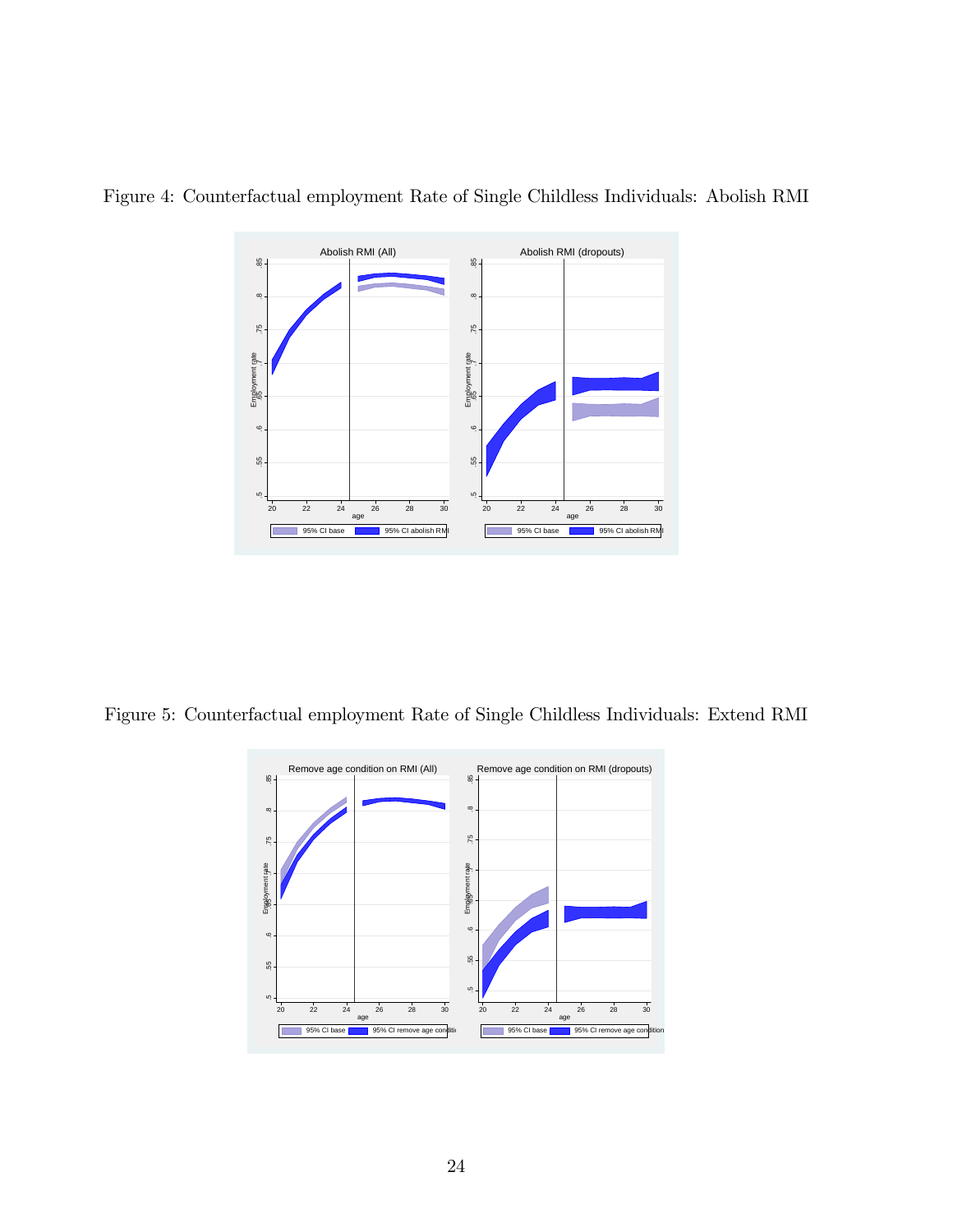Figure 4: Counterfactual employment Rate of Single Childless Individuals: Abolish RMI

Figure 5: Counterfactual employment Rate of Single Childless Individuals: Extend RMI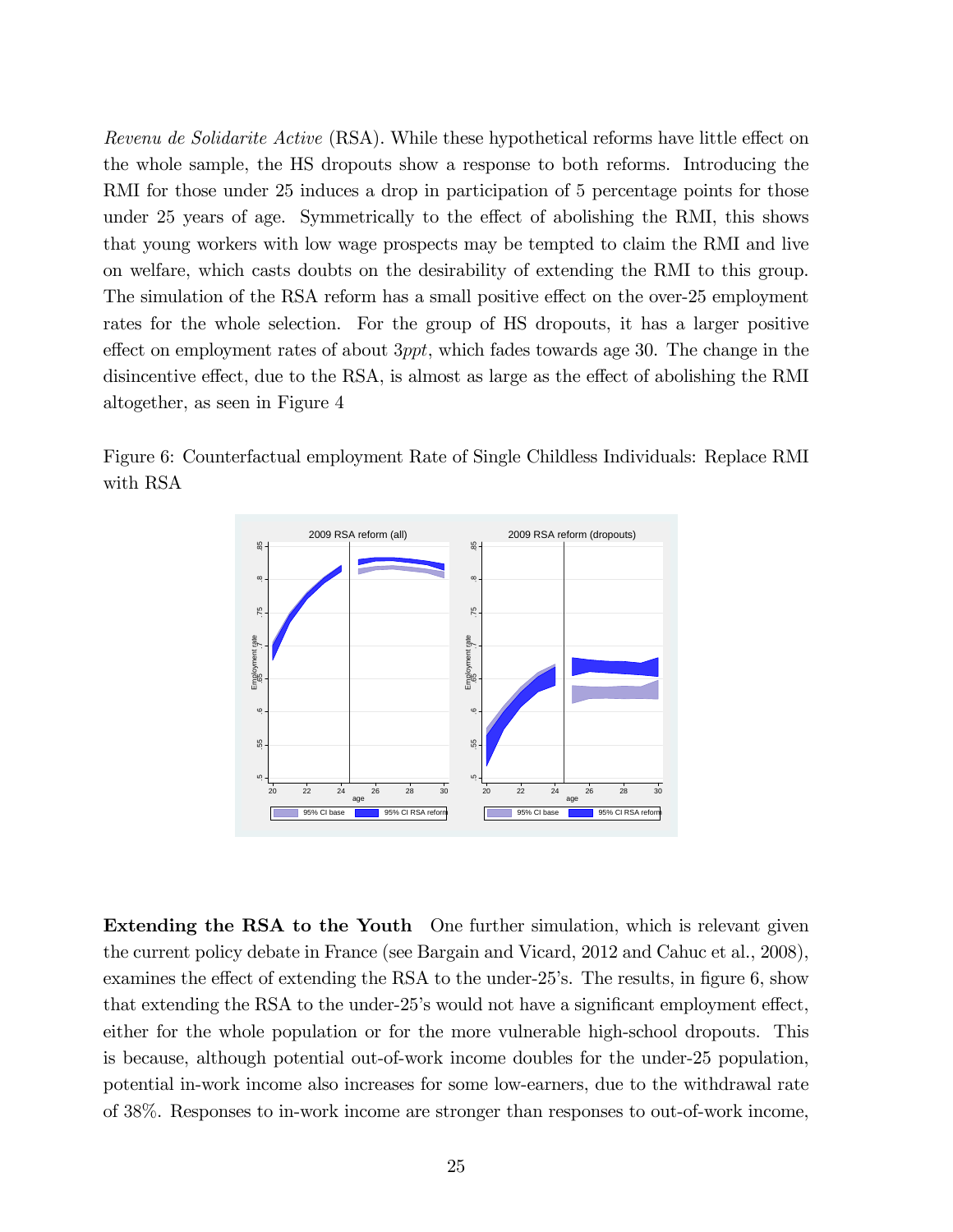*Revenu de Solidarite Active* (RSA). While these hypothetical reforms have little effect on the whole sample, the HS dropouts show a response to both reforms. Introducing the RMI for those under 25 induces a drop in participation of 5 percentage points for those under 25 years of age. Symmetrically to the effect of abolishing the RMI, this shows that young workers with low wage prospects may be tempted to claim the RMI and live on welfare, which casts doubts on the desirability of extending the RMI to this group. The simulation of the RSA reform has a small positive effect on the over-25 employment rates for the whole selection. For the group of HS dropouts, it has a larger positive effect on employment rates of about 3*ppt*, which fades towards age 30. The change in the disincentive effect, due to the RSA, is almost as large as the effect of abolishing the RMI altogether, as seen in Figure 4

Figure 6: Counterfactual employment Rate of Single Childless Individuals: Replace RMI with RSA

**Extending the RSA to the Youth** One further simulation, which is relevant given the current policy debate in France (see Bargain and Vicard, 2012 and Cahuc et al., 2008), examines the effect of extending the RSA to the under-25's. The results, in figure 6, show that extending the RSA to the under-25's would not have a significant employment effect, either for the whole population or for the more vulnerable high-school dropouts. This is because, although potential out-of-work income doubles for the under-25 population, potential in-work income also increases for some low-earners, due to the withdrawal rate of 38%. Responses to in-work income are stronger than responses to out-of-work income,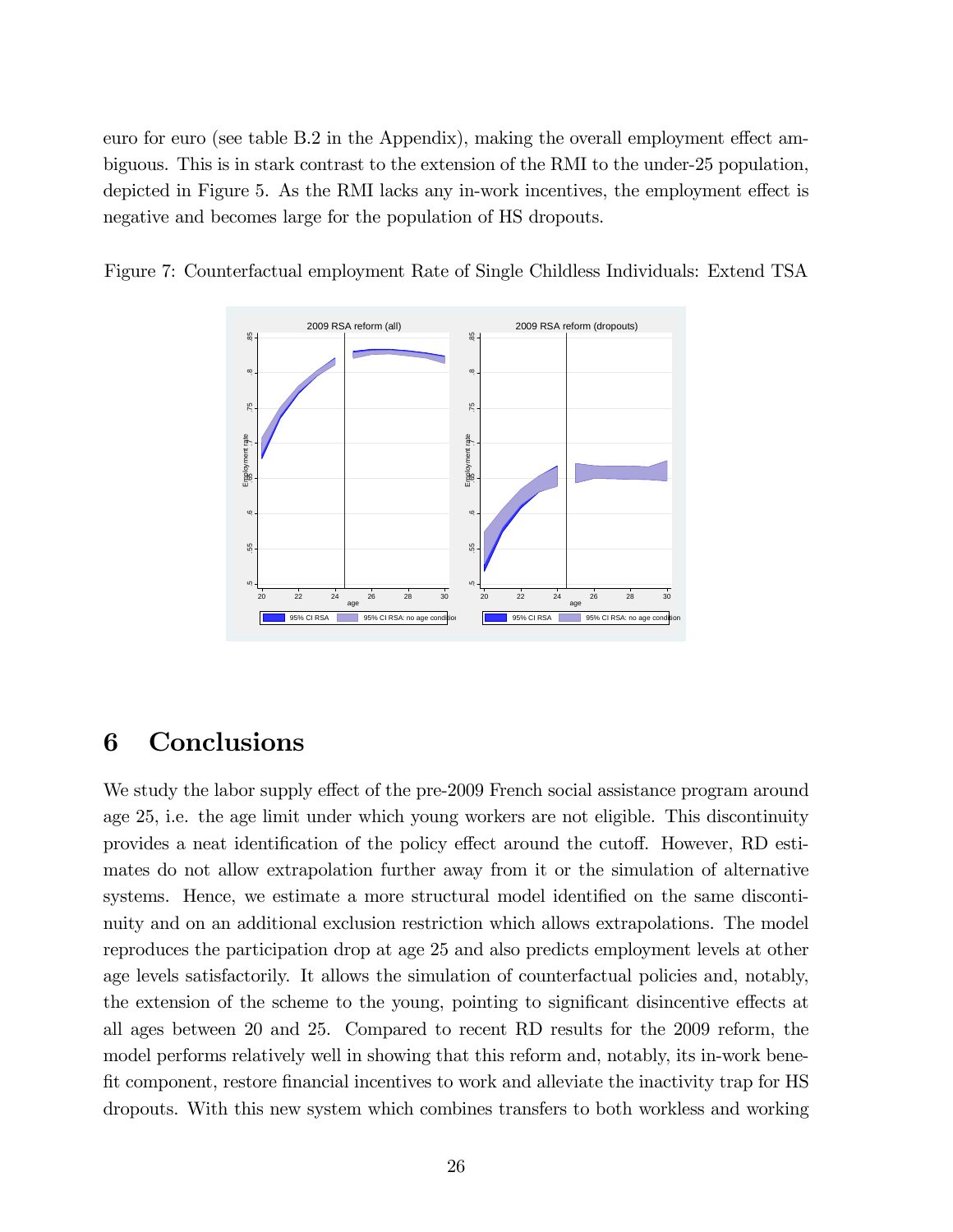euro for euro (see table B.2 in the Appendix), making the overall employment effect ambiguous. This is in stark contrast to the extension of the RMI to the under-25 population, depicted in Figure 5. As the RMI lacks any in-work incentives, the employment effect is negative and becomes large for the population of HS dropouts.

Figure 7: Counterfactual employment Rate of Single Childless Individuals: Extend TSA

# 6 Conclusions

We study the labor supply effect of the pre-2009 French social assistance program around age 25, i.e. the age limit under which young workers are not eligible. This discontinuity provides a neat identification of the policy effect around the cutoff. However, RD estimates do not allow extrapolation further away from it or the simulation of alternative systems. Hence, we estimate a more structural model identified on the same discontinuity and on an additional exclusion restriction which allows extrapolations. The model reproduces the participation drop at age 25 and also predicts employment levels at other age levels satisfactorily. It allows the simulation of counterfactual policies and, notably, the extension of the scheme to the young, pointing to significant disincentive effects at all ages between 20 and 25. Compared to recent RD results for the 2009 reform, the model performs relatively well in showing that this reform and, notably, its in-work benefit component, restore financial incentives to work and alleviate the inactivity trap for HS dropouts. With this new system which combines transfers to both workless and working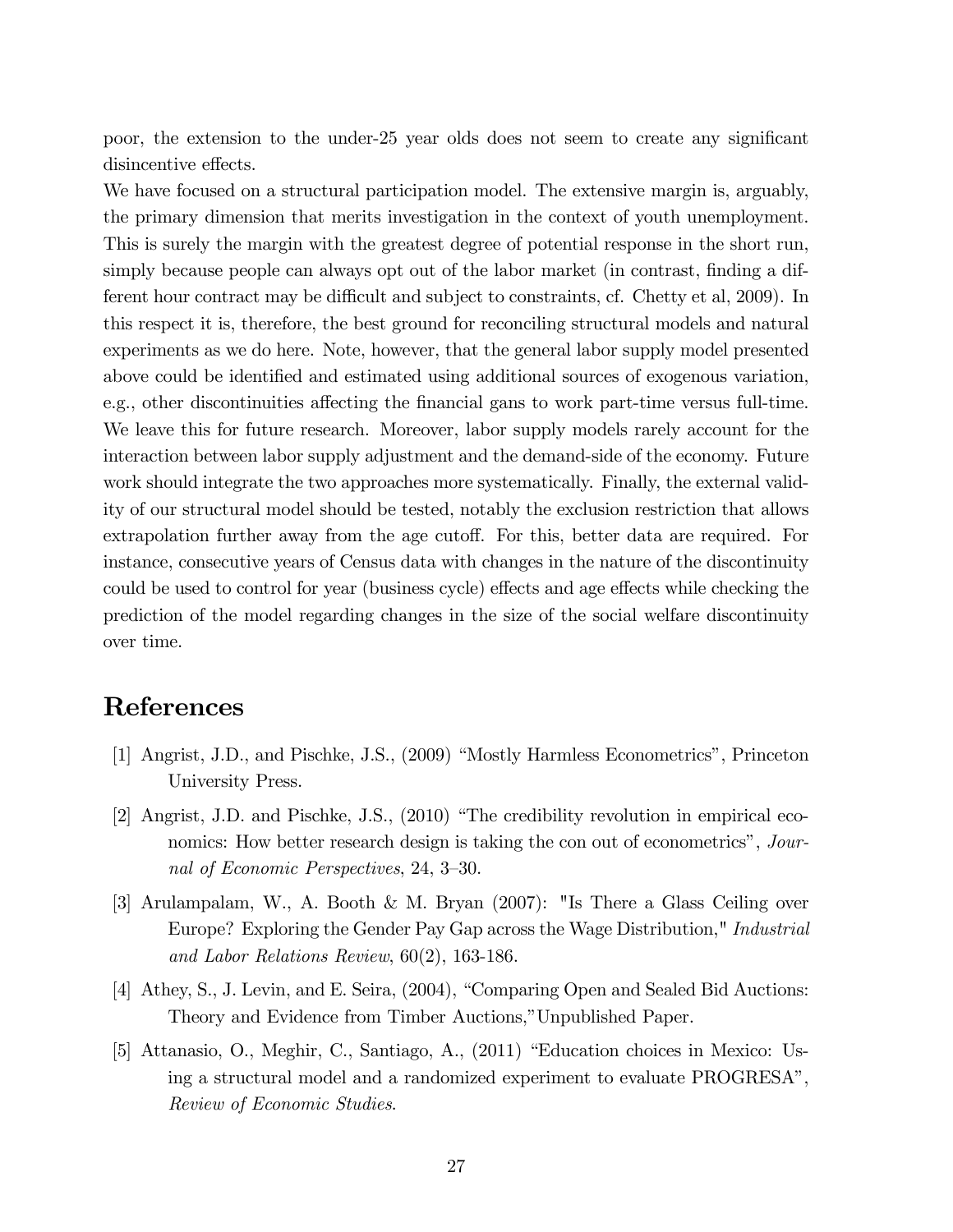poor, the extension to the under-25 year olds does not seem to create any significant disincentive effects.

We have focused on a structural participation model. The extensive margin is, arguably, the primary dimension that merits investigation in the context of youth unemployment. This is surely the margin with the greatest degree of potential response in the short run, simply because people can always opt out of the labor market (in contrast, finding a different hour contract may be difficult and subject to constraints, cf. Chetty et al, 2009). In this respect it is, therefore, the best ground for reconciling structural models and natural experiments as we do here. Note, however, that the general labor supply model presented above could be identified and estimated using additional sources of exogenous variation, e.g., other discontinuities affecting the financial gans to work part-time versus full-time. We leave this for future research. Moreover, labor supply models rarely account for the interaction between labor supply adjustment and the demand-side of the economy. Future work should integrate the two approaches more systematically. Finally, the external validity of our structural model should be tested, notably the exclusion restriction that allows extrapolation further away from the age cutoff. For this, better data are required. For instance, consecutive years of Census data with changes in the nature of the discontinuity could be used to control for year (business cycle) effects and age effects while checking the prediction of the model regarding changes in the size of the social welfare discontinuity over time.

# References

[1] Angrist, J.D., and Pischke, J.S., (2009) "Mostly Harmless Econometrics", Princeton University Press.

[2] Angrist, J.D. and Pischke, J.S., (2010) "The credibility revolution in empirical economics: How better research design is taking the con out of econometrics", *Journal of Economic Perspectives*, 24, 3–30.

[3] Arulampalam, W., A. Booth & M. Bryan (2007): "Is There a Glass Ceiling over Europe? Exploring the Gender Pay Gap across the Wage Distribution," *Industrial and Labor Relations Review*, 60(2), 163-186.

[4] Athey, S., J. Levin, and E. Seira, (2004), "Comparing Open and Sealed Bid Auctions: Theory and Evidence from Timber Auctions,"Unpublished Paper.

[5] Attanasio, O., Meghir, C., Santiago, A., (2011) "Education choices in Mexico: Using a structural model and a randomized experiment to evaluate PROGRESA", *Review of Economic Studies*.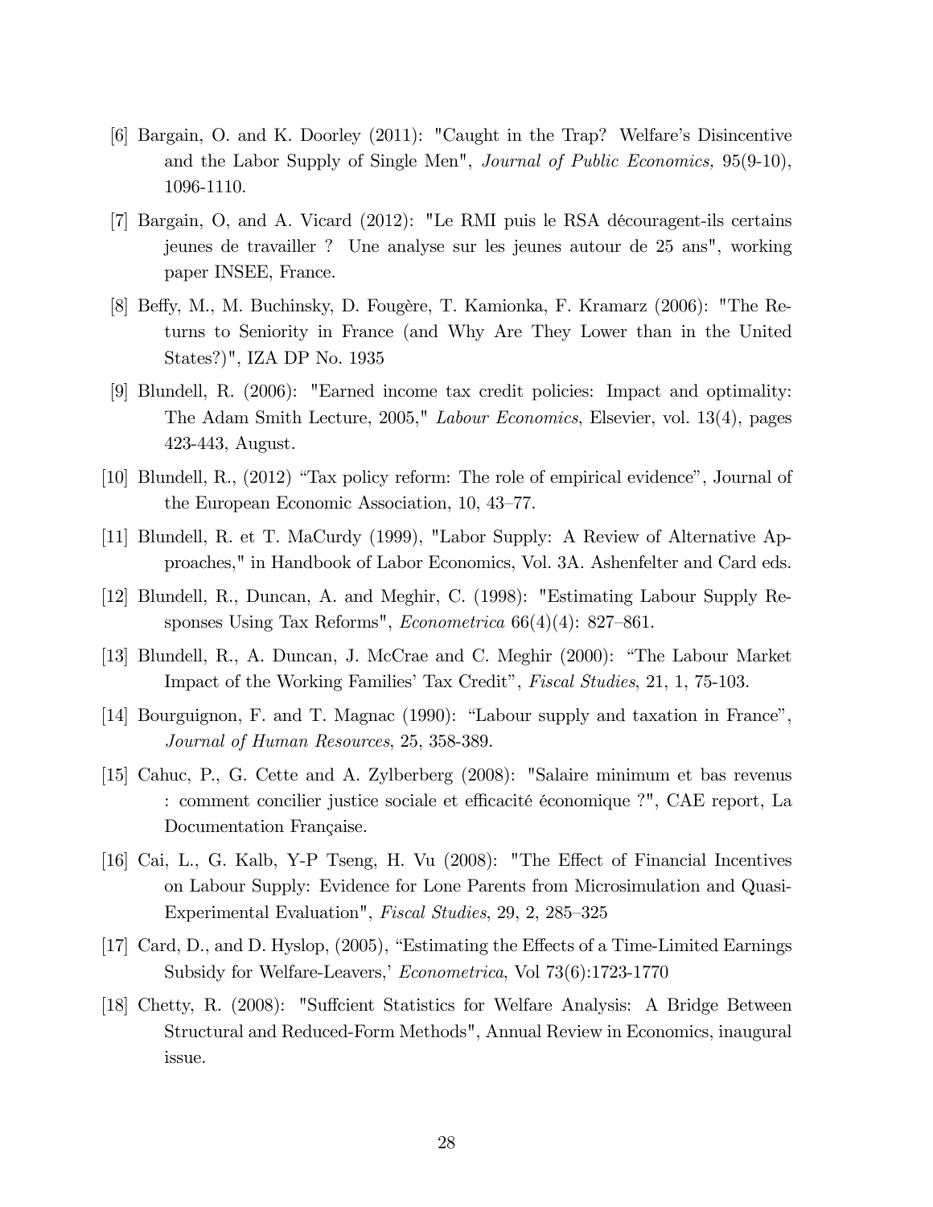[6] Bargain, O. and K. Doorley (2011): "Caught in the Trap? Welfare's Disincentive and the Labor Supply of Single Men", *Journal of Public Economics,* 95(9-10), 1096-1110.

[7] Bargain, O, and A. Vicard (2012): "Le RMI puis le RSA découragent-ils certains jeunes de travailler ? Une analyse sur les jeunes autour de 25 ans", working paper INSEE, France.

[8] Beffy, M., M. Buchinsky, D. Fougère, T. Kamionka, F. Kramarz (2006): "The Returns to Seniority in France (and Why Are They Lower than in the United States?)", IZA DP No. 1935

[9] Blundell, R. (2006): "Earned income tax credit policies: Impact and optimality: The Adam Smith Lecture, 2005," *Labour Economics*, Elsevier, vol. 13(4), pages 423-443, August.

[10] Blundell, R., (2012) "Tax policy reform: The role of empirical evidence", Journal of the European Economic Association, 10, 43–77.

[11] Blundell, R. et T. MaCurdy (1999), "Labor Supply: A Review of Alternative Approaches," in Handbook of Labor Economics, Vol. 3A. Ashenfelter and Card eds.

[12] Blundell, R., Duncan, A. and Meghir, C. (1998): "Estimating Labour Supply Responses Using Tax Reforms", *Econometrica* 66(4)(4): 827–861.

[13] Blundell, R., A. Duncan, J. McCrae and C. Meghir (2000): "The Labour Market Impact of the Working Families' Tax Credit", *Fiscal Studies*, 21, 1, 75-103.

[14] Bourguignon, F. and T. Magnac (1990): "Labour supply and taxation in France", *Journal of Human Resources*, 25, 358-389.

[15] Cahuc, P., G. Cette and A. Zylberberg (2008): "Salaire minimum et bas revenus : comment concilier justice sociale et efficacité économique ?", CAE report, La Documentation Française.

[16] Cai, L., G. Kalb, Y-P Tseng, H. Vu (2008): "The Effect of Financial Incentives on Labour Supply: Evidence for Lone Parents from Microsimulation and Quasi-Experimental Evaluation", *Fiscal Studies*, 29, 2, 285–325

[17] Card, D., and D. Hyslop, (2005), "Estimating the Effects of a Time-Limited Earnings Subsidy for Welfare-Leavers,' *Econometrica*, Vol 73(6):1723-1770

[18] Chetty, R. (2008): "Suffcient Statistics for Welfare Analysis: A Bridge Between Structural and Reduced-Form Methods", Annual Review in Economics, inaugural issue.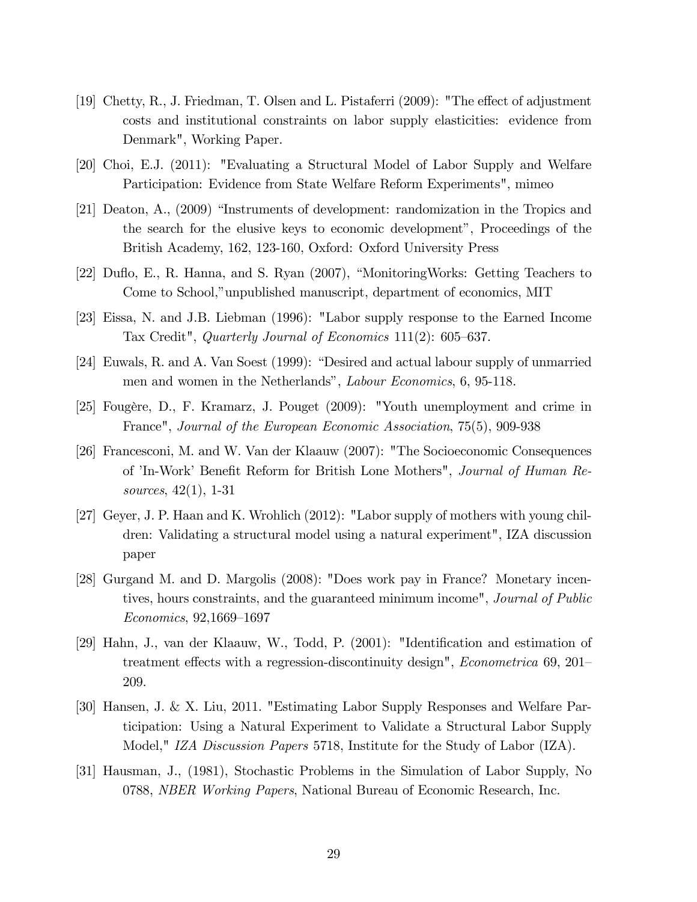[19] Chetty, R., J. Friedman, T. Olsen and L. Pistaferri (2009): "The effect of adjustment costs and institutional constraints on labor supply elasticities: evidence from Denmark", Working Paper.

[20] Choi, E.J. (2011): "Evaluating a Structural Model of Labor Supply and Welfare Participation: Evidence from State Welfare Reform Experiments", mimeo

[21] Deaton, A., (2009) "Instruments of development: randomization in the Tropics and the search for the elusive keys to economic development", Proceedings of the British Academy, 162, 123-160, Oxford: Oxford University Press

[22] Duflo, E., R. Hanna, and S. Ryan (2007), "MonitoringWorks: Getting Teachers to Come to School,"unpublished manuscript, department of economics, MIT

[23] Eissa, N. and J.B. Liebman (1996): "Labor supply response to the Earned Income Tax Credit", *Quarterly Journal of Economics* 111(2): 605–637.

[24] Euwals, R. and A. Van Soest (1999): "Desired and actual labour supply of unmarried men and women in the Netherlands", *Labour Economics*, 6, 95-118.

[25] Fougère, D., F. Kramarz, J. Pouget (2009): "Youth unemployment and crime in France", *Journal of the European Economic Association*, 75(5), 909-938

[26] Francesconi, M. and W. Van der Klaauw (2007): "The Socioeconomic Consequences of 'In-Work' Benefit Reform for British Lone Mothers", *Journal of Human Resources*, 42(1), 1-31

[27] Geyer, J. P. Haan and K. Wrohlich (2012): "Labor supply of mothers with young children: Validating a structural model using a natural experiment", IZA discussion paper

[28] Gurgand M. and D. Margolis (2008): "Does work pay in France? Monetary incentives, hours constraints, and the guaranteed minimum income", *Journal of Public Economics*, 92,1669–1697

[29] Hahn, J., van der Klaauw, W., Todd, P. (2001): "Identification and estimation of treatment effects with a regression-discontinuity design", *Econometrica* 69, 201–209.

[30] Hansen, J. & X. Liu, 2011. "Estimating Labor Supply Responses and Welfare Participation: Using a Natural Experiment to Validate a Structural Labor Supply Model," *IZA Discussion Papers* 5718, Institute for the Study of Labor (IZA).

[31] Hausman, J., (1981), Stochastic Problems in the Simulation of Labor Supply, No 0788, *NBER Working Papers*, National Bureau of Economic Research, Inc.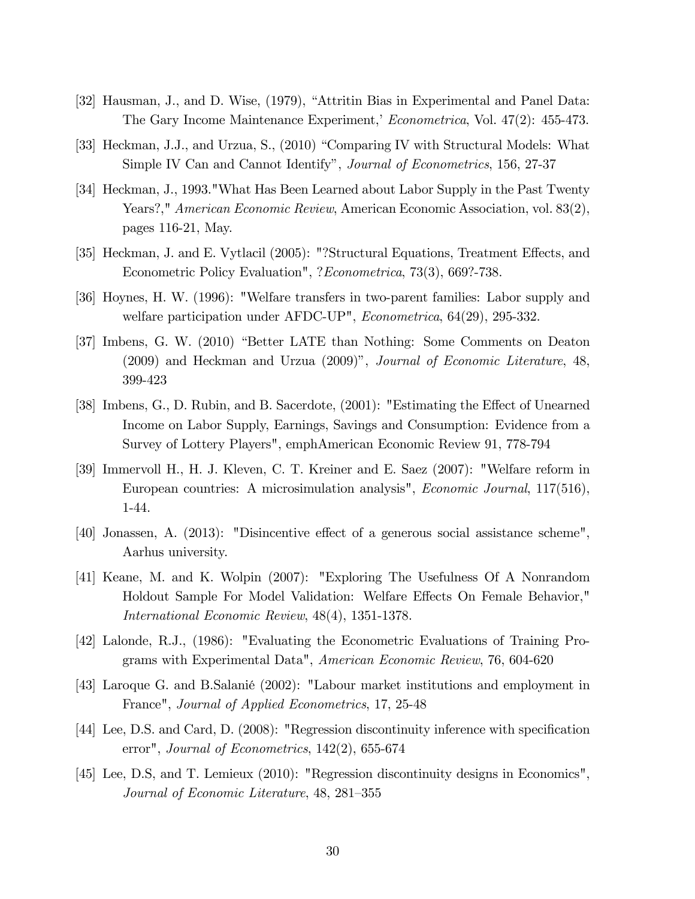[32] Hausman, J., and D. Wise, (1979), "Attritin Bias in Experimental and Panel Data: The Gary Income Maintenance Experiment,' *Econometrica*, Vol. 47(2): 455-473.

[33] Heckman, J.J., and Urzua, S., (2010) "Comparing IV with Structural Models: What Simple IV Can and Cannot Identify", *Journal of Econometrics*, 156, 27-37

[34] Heckman, J., 1993."What Has Been Learned about Labor Supply in the Past Twenty Years?," *American Economic Review*, American Economic Association, vol. 83(2), pages 116-21, May.

[35] Heckman, J. and E. Vytlacil (2005): "?Structural Equations, Treatment Effects, and Econometric Policy Evaluation", ?*Econometrica*, 73(3), 669?-738.

[36] Hoynes, H. W. (1996): "Welfare transfers in two-parent families: Labor supply and welfare participation under AFDC-UP", *Econometrica*, 64(29), 295-332.

[37] Imbens, G. W. (2010) "Better LATE than Nothing: Some Comments on Deaton (2009) and Heckman and Urzua (2009)", *Journal of Economic Literature*, 48, 399-423

[38] Imbens, G., D. Rubin, and B. Sacerdote, (2001): "Estimating the Effect of Unearned Income on Labor Supply, Earnings, Savings and Consumption: Evidence from a Survey of Lottery Players", emphAmerican Economic Review 91, 778-794

[39] Immervoll H., H. J. Kleven, C. T. Kreiner and E. Saez (2007): "Welfare reform in European countries: A microsimulation analysis", *Economic Journal*, 117(516), 1-44.

[40] Jonassen, A. (2013): "Disincentive effect of a generous social assistance scheme", Aarhus university.

[41] Keane, M. and K. Wolpin (2007): "Exploring The Usefulness Of A Nonrandom Holdout Sample For Model Validation: Welfare Effects On Female Behavior," *International Economic Review*, 48(4), 1351-1378.

[42] Lalonde, R.J., (1986): "Evaluating the Econometric Evaluations of Training Programs with Experimental Data", *American Economic Review*, 76, 604-620

[43] Laroque G. and B.Salanié (2002): "Labour market institutions and employment in France", *Journal of Applied Econometrics*, 17, 25-48

[44] Lee, D.S. and Card, D. (2008): "Regression discontinuity inference with specification error", *Journal of Econometrics*, 142(2), 655-674

[45] Lee, D.S, and T. Lemieux (2010): "Regression discontinuity designs in Economics", *Journal of Economic Literature*, 48, 281–355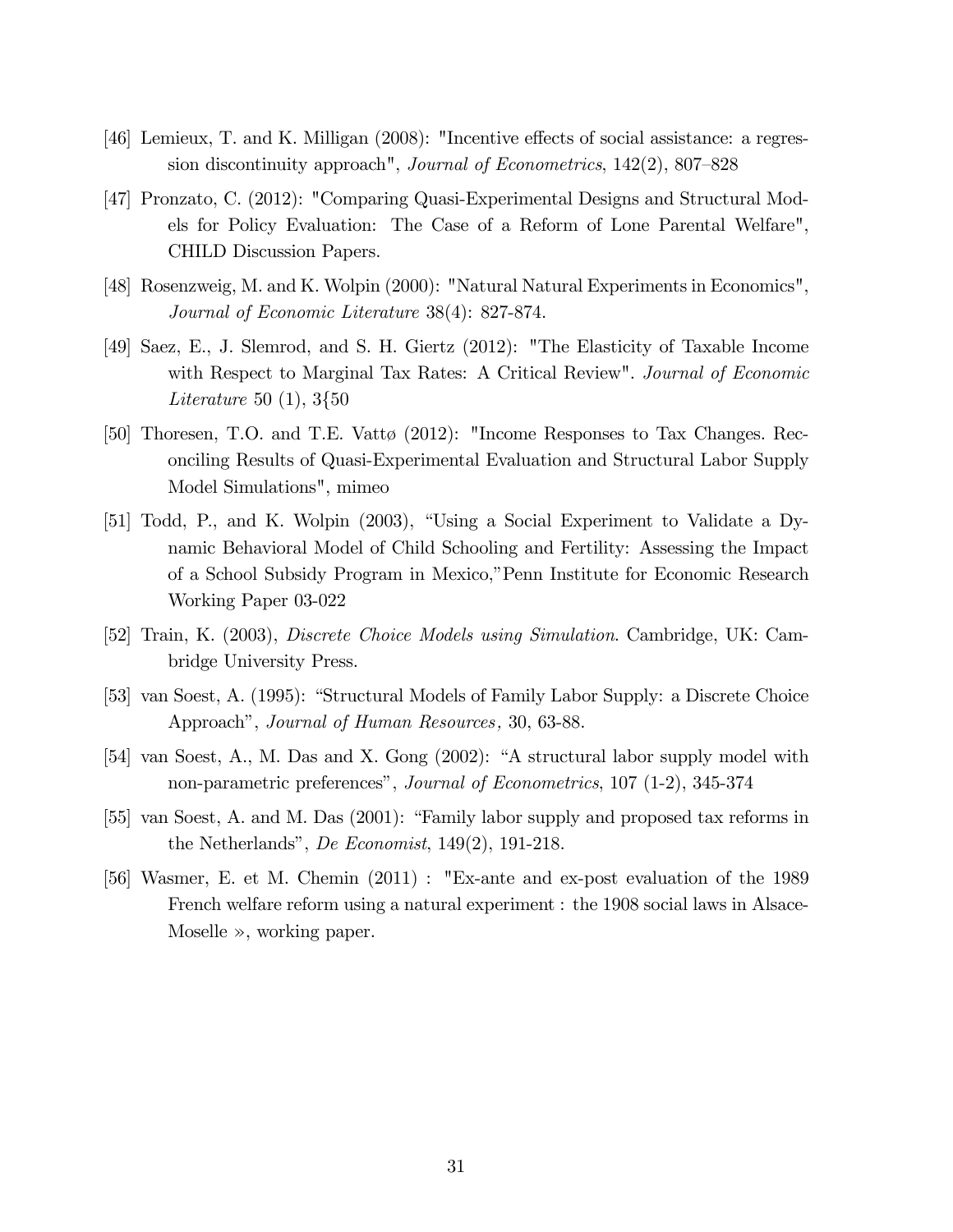[46] Lemieux, T. and K. Milligan (2008): "Incentive effects of social assistance: a regression discontinuity approach", *Journal of Econometrics*, 142(2), 807–828

[47] Pronzato, C. (2012): "Comparing Quasi-Experimental Designs and Structural Models for Policy Evaluation: The Case of a Reform of Lone Parental Welfare", CHILD Discussion Papers.

[48] Rosenzweig, M. and K. Wolpin (2000): "Natural Natural Experiments in Economics", *Journal of Economic Literature* 38(4): 827-874.

[49] Saez, E., J. Slemrod, and S. H. Giertz (2012): "The Elasticity of Taxable Income with Respect to Marginal Tax Rates: A Critical Review". *Journal of Economic Literature* 50 (1), 3{50

[50] Thoresen, T.O. and T.E. Vattø (2012): "Income Responses to Tax Changes. Reconciling Results of Quasi-Experimental Evaluation and Structural Labor Supply Model Simulations", mimeo

[51] Todd, P., and K. Wolpin (2003), "Using a Social Experiment to Validate a Dynamic Behavioral Model of Child Schooling and Fertility: Assessing the Impact of a School Subsidy Program in Mexico,"Penn Institute for Economic Research Working Paper 03-022

[52] Train, K. (2003), *Discrete Choice Models using Simulation*. Cambridge, UK: Cambridge University Press.

[53] van Soest, A. (1995): "Structural Models of Family Labor Supply: a Discrete Choice Approach", *Journal of Human Resources,* 30, 63-88.

[54] van Soest, A., M. Das and X. Gong (2002): "A structural labor supply model with non-parametric preferences", *Journal of Econometrics*, 107 (1-2), 345-374

[55] van Soest, A. and M. Das (2001): "Family labor supply and proposed tax reforms in the Netherlands", *De Economist*, 149(2), 191-218.

[56] Wasmer, E. et M. Chemin (2011) : "Ex-ante and ex-post evaluation of the 1989 French welfare reform using a natural experiment : the 1908 social laws in Alsace-Moselle », working paper.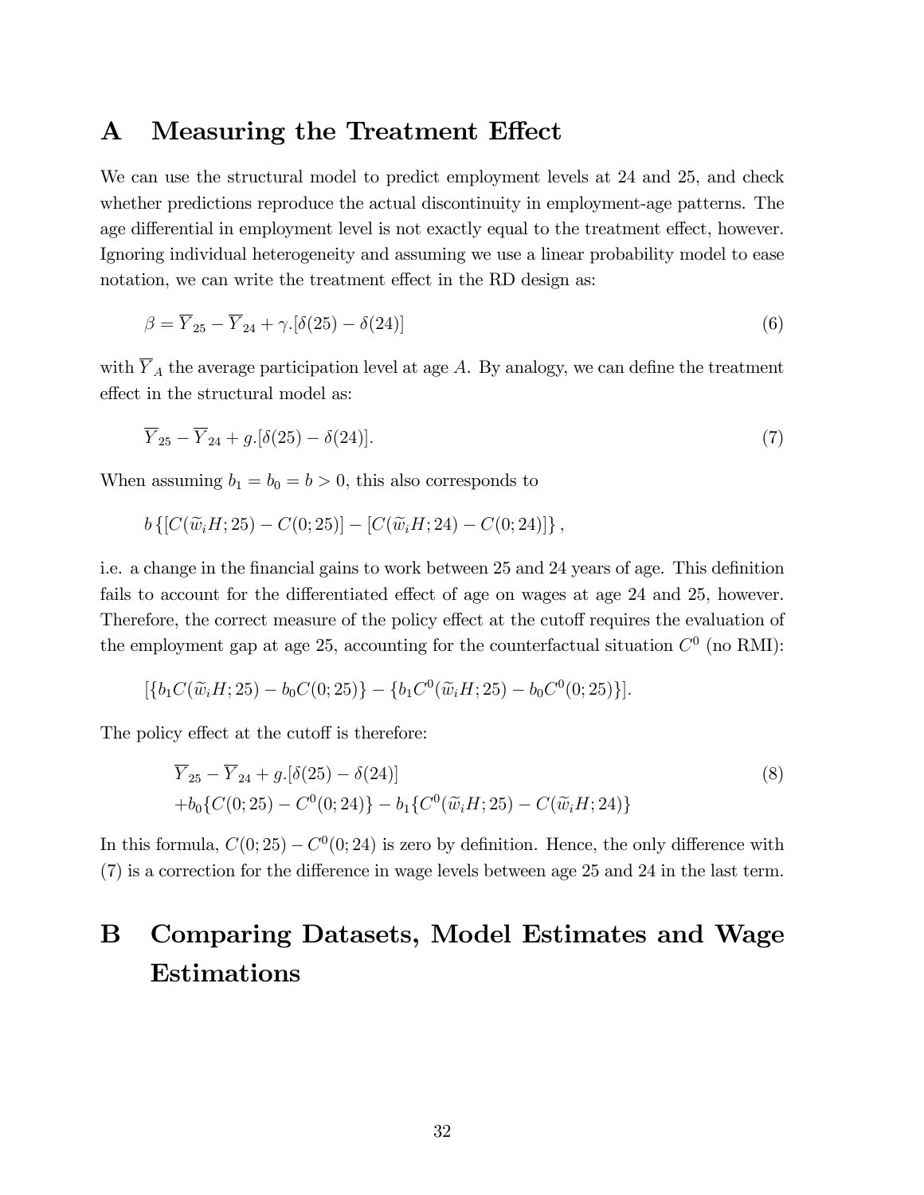# A Measuring the Treatment Effect

We can use the structural model to predict employment levels at 24 and 25, and check whether predictions reproduce the actual discontinuity in employment-age patterns. The age differential in employment level is not exactly equal to the treatment effect, however. Ignoring individual heterogeneity and assuming we use a linear probability model to ease notation, we can write the treatment effect in the RD design as:

$$\beta = \overline{Y}_{25} - \overline{Y}_{24} + \gamma.[\delta(25) - \delta(24)] \tag{6}$$

with $\overline{Y}_A$ the average participation level at age $A$. By analogy, we can define the treatment effect in the structural model as:

$$\overline{Y}_{25} - \overline{Y}_{24} + g.[\delta(25) - \delta(24)]. \tag{7}$$

When assuming $b_1 = b_0 = b > 0$, this also corresponds to

$$b\left\{[C(\widetilde{w}_i H; 25) - C(0; 25)] - [C(\widetilde{w}_i H; 24) - C(0; 24)]\right\},$$

i.e. a change in the financial gains to work between 25 and 24 years of age. This definition fails to account for the differentiated effect of age on wages at age 24 and 25, however. Therefore, the correct measure of the policy effect at the cutoff requires the evaluation of the employment gap at age 25, accounting for the counterfactual situation $C^0$ (no RMI):

$$[\{b_1 C(\widetilde{w}_i H; 25) - b_0 C(0; 25)\} - \{b_1 C^0(\widetilde{w}_i H; 25) - b_0 C^0(0; 25)\}].$$

The policy effect at the cutoff is therefore:

$$\begin{aligned} &\overline{Y}_{25} - \overline{Y}_{24} + g.[\delta(25) - \delta(24)] \\ &+ b_0\{C(0; 25) - C^0(0; 24)\} - b_1\{C^0(\widetilde{w}_i H; 25) - C(\widetilde{w}_i H; 24)\} \end{aligned} \tag{8}$$

In this formula, $C(0; 25) - C^0(0; 24)$ is zero by definition. Hence, the only difference with (7) is a correction for the difference in wage levels between age 25 and 24 in the last term.

# B Comparing Datasets, Model Estimates and Wage Estimations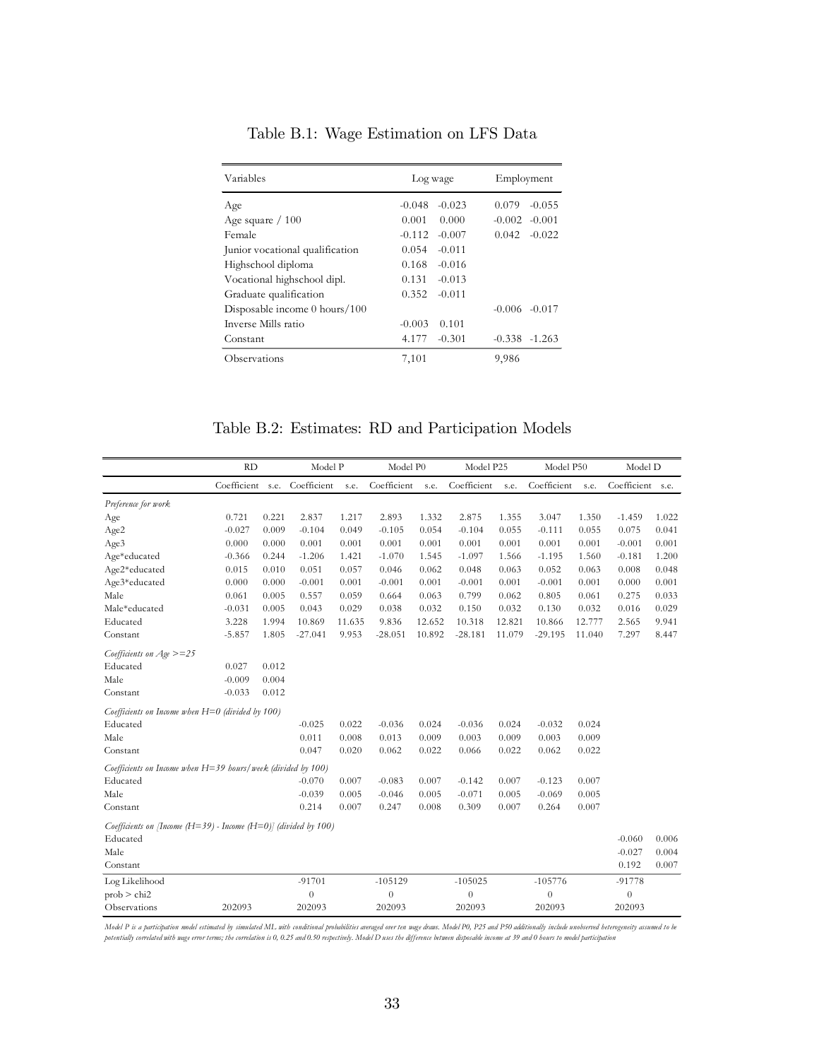Table B.1: Wage Estimation on LFS Data

| Variables | Log wage | | Employment | |
|---|---|---|---|---|
| Age | -0.048 | -0.023 | 0.079 | -0.055 |
| Age square / 100 | 0.001 | 0.000 | -0.002 | -0.001 |
| Female | -0.112 | -0.007 | 0.042 | -0.022 |
| Junior vocational qualification | 0.054 | -0.011 | | |
| Highschool diploma | 0.168 | -0.016 | | |
| Vocational highschool dipl. | 0.131 | -0.013 | | |
| Graduate qualification | 0.352 | -0.011 | | |
| Disposable income 0 hours/100 | | | -0.006 | -0.017 |
| Inverse Mills ratio | -0.003 | 0.101 | | |
| Constant | 4.177 | -0.301 | -0.338 | -1.263 |
| Observations | 7,101 | | 9,986 | |

Table B.2: Estimates: RD and Participation Models

| | RD | | Model P | | Model P0 | | Model P25 | | Model P50 | | Model D | |
|---|---|---|---|---|---|---|---|---|---|---|---|---|
| | Coefficient | s.e. | Coefficient | s.e. | Coefficient | s.e. | Coefficient | s.e. | Coefficient | s.e. | Coefficient | s.e. |
| *Preference for work* | | | | | | | | | | | | |
| Age | 0.721 | 0.221 | 2.837 | 1.217 | 2.893 | 1.332 | 2.875 | 1.355 | 3.047 | 1.350 | -1.459 | 1.022 |
| Age2 | -0.027 | 0.009 | -0.104 | 0.049 | -0.105 | 0.054 | -0.104 | 0.055 | -0.111 | 0.055 | 0.075 | 0.041 |
| Age3 | 0.000 | 0.000 | 0.001 | 0.001 | 0.001 | 0.001 | 0.001 | 0.001 | 0.001 | 0.001 | -0.001 | 0.001 |
| Age*educated | -0.366 | 0.244 | -1.206 | 1.421 | -1.070 | 1.545 | -1.097 | 1.566 | -1.195 | 1.560 | -0.181 | 1.200 |
| Age2*educated | 0.015 | 0.010 | 0.051 | 0.057 | 0.046 | 0.062 | 0.048 | 0.063 | 0.052 | 0.063 | 0.008 | 0.048 |
| Age3*educated | 0.000 | 0.000 | -0.001 | 0.001 | -0.001 | 0.001 | -0.001 | 0.001 | -0.001 | 0.001 | 0.000 | 0.001 |
| Male | 0.061 | 0.005 | 0.557 | 0.059 | 0.664 | 0.063 | 0.799 | 0.062 | 0.805 | 0.061 | 0.275 | 0.033 |
| Male*educated | -0.031 | 0.005 | 0.043 | 0.029 | 0.038 | 0.032 | 0.150 | 0.032 | 0.130 | 0.032 | 0.016 | 0.029 |
| Educated | 3.228 | 1.994 | 10.869 | 11.635 | 9.836 | 12.652 | 10.318 | 12.821 | 10.866 | 12.777 | 2.565 | 9.941 |
| Constant | -5.857 | 1.805 | -27.041 | 9.953 | -28.051 | 10.892 | -28.181 | 11.079 | -29.195 | 11.040 | 7.297 | 8.447 |
| *Coefficients on Age >=25* | | | | | | | | | | | | |
| Educated | 0.027 | 0.012 | | | | | | | | | | |
| Male | -0.009 | 0.004 | | | | | | | | | | |
| Constant | -0.033 | 0.012 | | | | | | | | | | |
| *Coefficients on Income when H=0 (divided by 100)* | | | | | | | | | | | | |
| Educated | | | -0.025 | 0.022 | -0.036 | 0.024 | -0.036 | 0.024 | -0.032 | 0.024 | | |
| Male | | | 0.011 | 0.008 | 0.013 | 0.009 | 0.003 | 0.009 | 0.003 | 0.009 | | |
| Constant | | | 0.047 | 0.020 | 0.062 | 0.022 | 0.066 | 0.022 | 0.062 | 0.022 | | |
| *Coefficients on Income when H=39 hours/week (divided by 100)* | | | | | | | | | | | | |
| Educated | | | -0.070 | 0.007 | -0.083 | 0.007 | -0.142 | 0.007 | -0.123 | 0.007 | | |
| Male | | | -0.039 | 0.005 | -0.046 | 0.005 | -0.071 | 0.005 | -0.069 | 0.005 | | |
| Constant | | | 0.214 | 0.007 | 0.247 | 0.008 | 0.309 | 0.007 | 0.264 | 0.007 | | |
| *Coefficients on [Income (H=39) - Income (H=0)] (divided by 100)* | | | | | | | | | | | | |
| Educated | | | | | | | | | | | -0.060 | 0.006 |
| Male | | | | | | | | | | | -0.027 | 0.004 |
| Constant | | | | | | | | | | | 0.192 | 0.007 |
| Log Likelihood | | | -91701 | | -105129 | | -105025 | | -105776 | | -91778 | |
| prob > chi2 | | | 0 | | 0 | | 0 | | 0 | | 0 | |
| Observations | 202093 | | 202093 | | 202093 | | 202093 | | 202093 | | 202093 | |

*Model P is a participation model estimated by simulated ML with conditional probabilities averaged over ten wage draws. Model P0, P25 and P50 additionally include unobserved heterogeneity assumed to be potentially correlated with wage error terms; the correlation is 0, 0.25 and 0.50 respectively. Model D uses the difference between disposable income at 39 and 0 hours to model participation*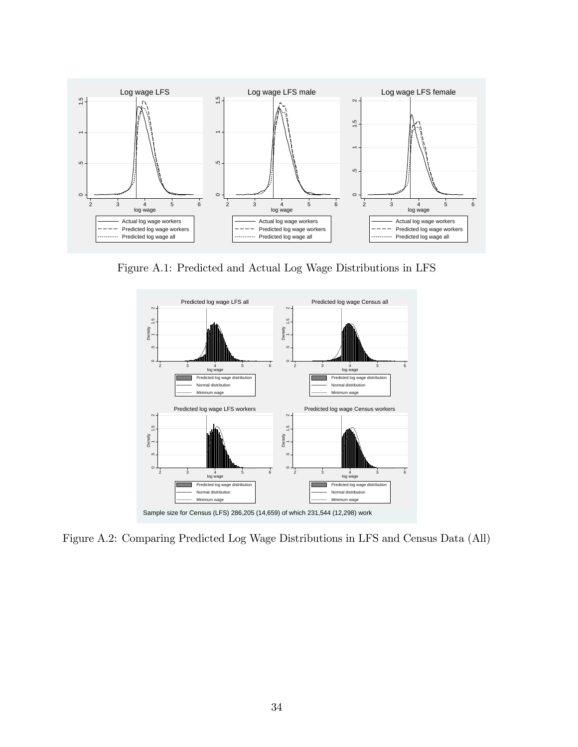Figure A.1: Predicted and Actual Log Wage Distributions in LFS

Sample size for Census (LFS) 286,205 (14,659) of which 231,544 (12,298) work

Figure A.2: Comparing Predicted Log Wage Distributions in LFS and Census Data (All)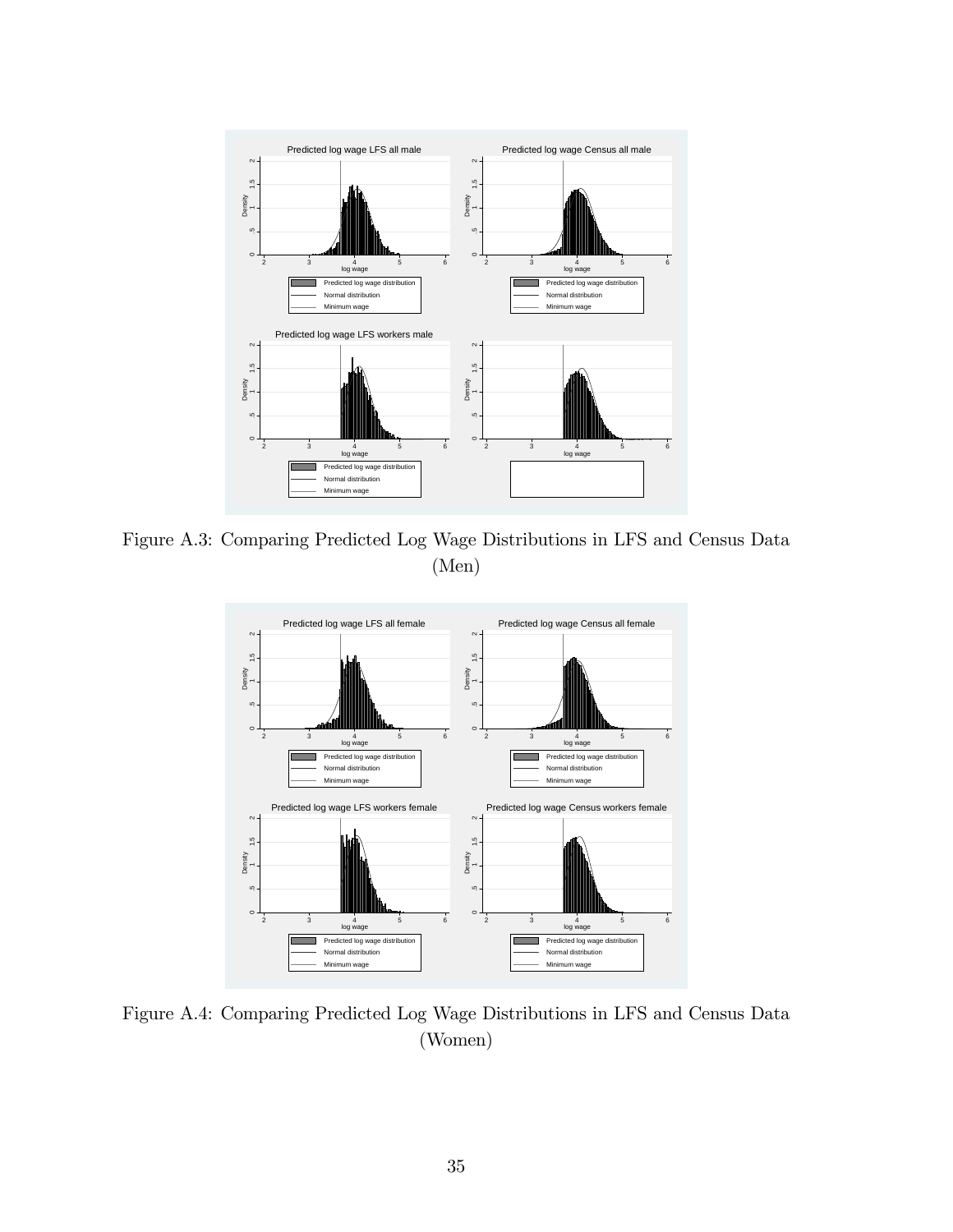Figure A.3: Comparing Predicted Log Wage Distributions in LFS and Census Data (Men)

Figure A.4: Comparing Predicted Log Wage Distributions in LFS and Census Data (Women)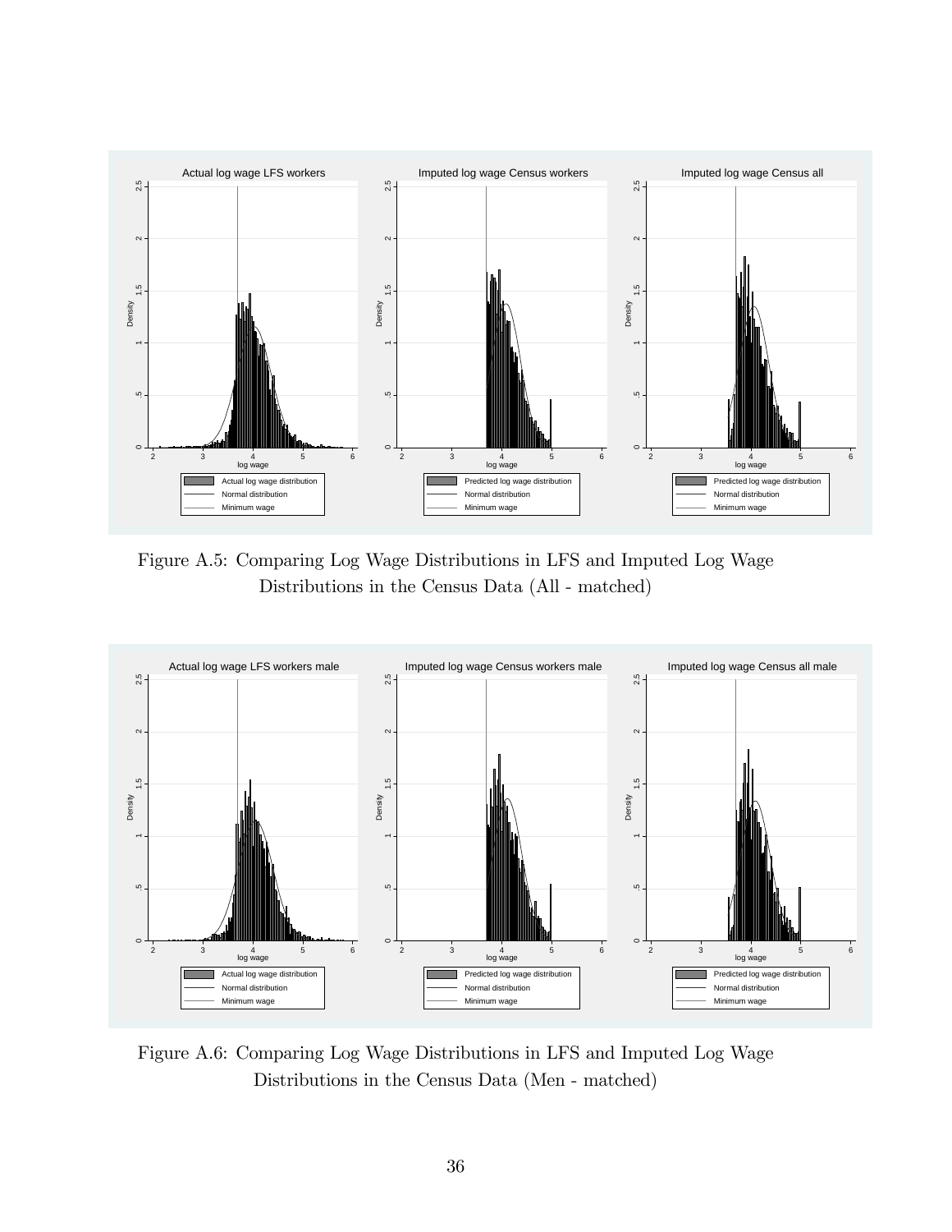Figure A.5: Comparing Log Wage Distributions in LFS and Imputed Log Wage Distributions in the Census Data (All - matched)

Figure A.6: Comparing Log Wage Distributions in LFS and Imputed Log Wage Distributions in the Census Data (Men - matched)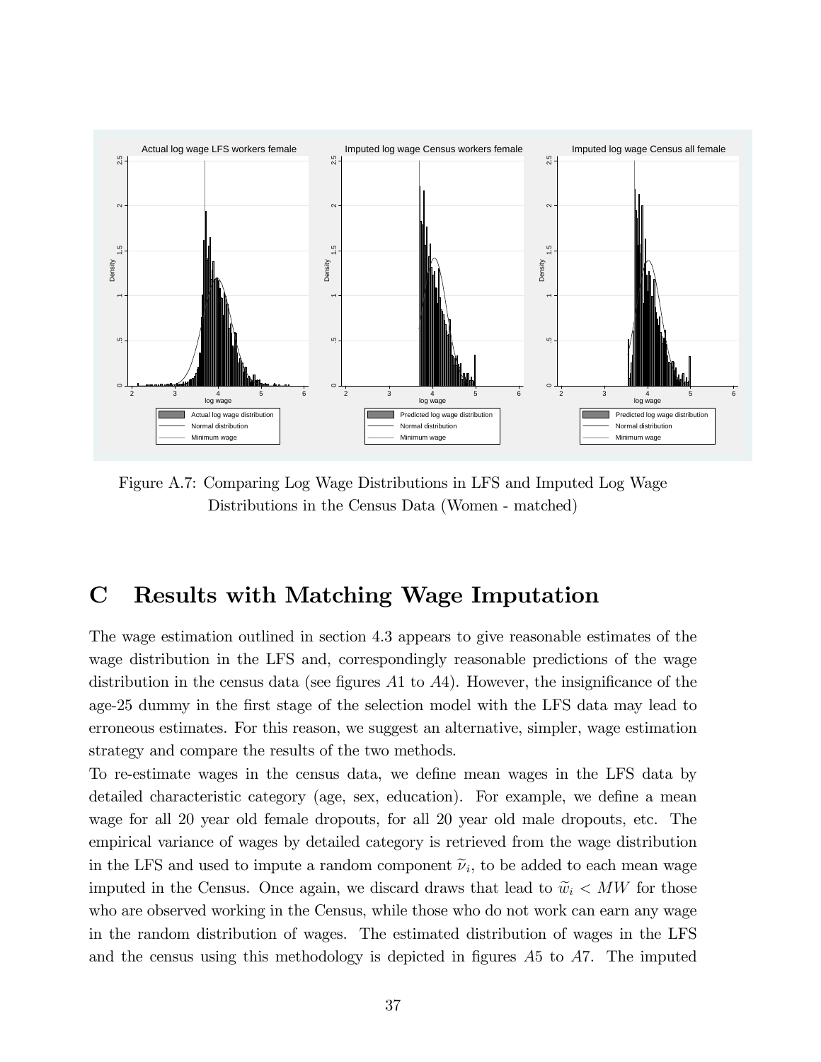Figure A.7: Comparing Log Wage Distributions in LFS and Imputed Log Wage Distributions in the Census Data (Women - matched)

# C Results with Matching Wage Imputation

The wage estimation outlined in section 4.3 appears to give reasonable estimates of the wage distribution in the LFS and, correspondingly reasonable predictions of the wage distribution in the census data (see figures $A1$ to $A4$). However, the insignificance of the age-25 dummy in the first stage of the selection model with the LFS data may lead to erroneous estimates. For this reason, we suggest an alternative, simpler, wage estimation strategy and compare the results of the two methods.

To re-estimate wages in the census data, we define mean wages in the LFS data by detailed characteristic category (age, sex, education). For example, we define a mean wage for all 20 year old female dropouts, for all 20 year old male dropouts, etc. The empirical variance of wages by detailed category is retrieved from the wage distribution in the LFS and used to impute a random component $\widetilde{\nu}_i$, to be added to each mean wage imputed in the Census. Once again, we discard draws that lead to $\widetilde{w}_i < MW$ for those who are observed working in the Census, while those who do not work can earn any wage in the random distribution of wages. The estimated distribution of wages in the LFS and the census using this methodology is depicted in figures $A5$ to $A7$. The imputed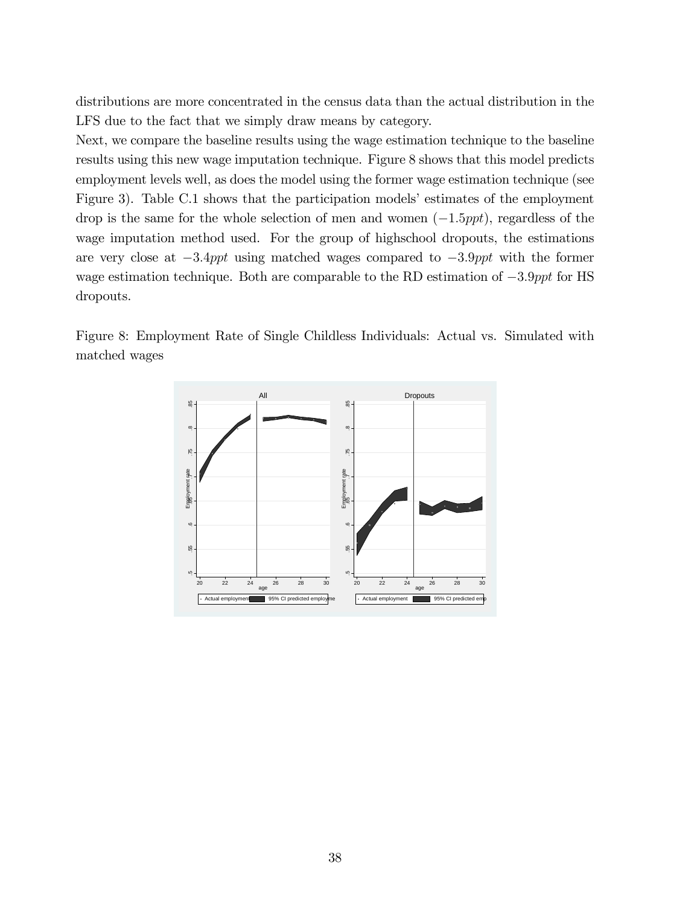distributions are more concentrated in the census data than the actual distribution in the LFS due to the fact that we simply draw means by category.

Next, we compare the baseline results using the wage estimation technique to the baseline results using this new wage imputation technique. Figure 8 shows that this model predicts employment levels well, as does the model using the former wage estimation technique (see Figure 3). Table C.1 shows that the participation models' estimates of the employment drop is the same for the whole selection of men and women ($-1.5ppt$), regardless of the wage imputation method used. For the group of highschool dropouts, the estimations are very close at $-3.4ppt$ using matched wages compared to $-3.9ppt$ with the former wage estimation technique. Both are comparable to the RD estimation of $-3.9ppt$ for HS dropouts.

Figure 8: Employment Rate of Single Childless Individuals: Actual vs. Simulated with matched wages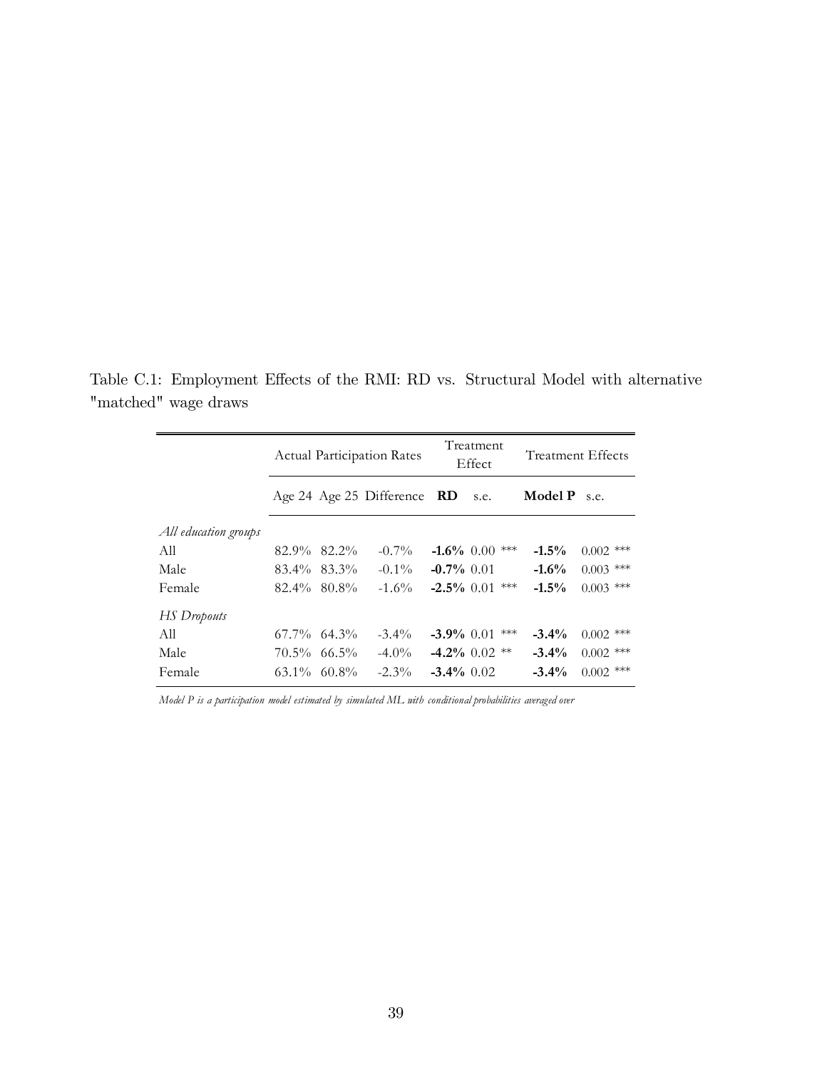Table C.1: Employment Effects of the RMI: RD vs. Structural Model with alternative "matched" wage draws

| | Actual Participation Rates | | | Treatment Effect | | | Treatment Effects | | |
|---|---|---|---|---|---|---|---|---|---|
| | Age 24 | Age 25 | Difference | **RD** | s.e. | | **Model P** | s.e. | |
| *All education groups* | | | | | | | | | |
| All | 82.9% | 82.2% | -0.7% | **-1.6%** | 0.00 | *** | **-1.5%** | 0.002 | *** |
| Male | 83.4% | 83.3% | -0.1% | **-0.7%** | 0.01 | | **-1.6%** | 0.003 | *** |
| Female | 82.4% | 80.8% | -1.6% | **-2.5%** | 0.01 | *** | **-1.5%** | 0.003 | *** |
| *HS Dropouts* | | | | | | | | | |
| All | 67.7% | 64.3% | -3.4% | **-3.9%** | 0.01 | *** | **-3.4%** | 0.002 | *** |
| Male | 70.5% | 66.5% | -4.0% | **-4.2%** | 0.02 | ** | **-3.4%** | 0.002 | *** |
| Female | 63.1% | 60.8% | -2.3% | **-3.4%** | 0.02 | | **-3.4%** | 0.002 | *** |

*Model P is a participation model estimated by simulated ML with conditional probabilities averaged over*